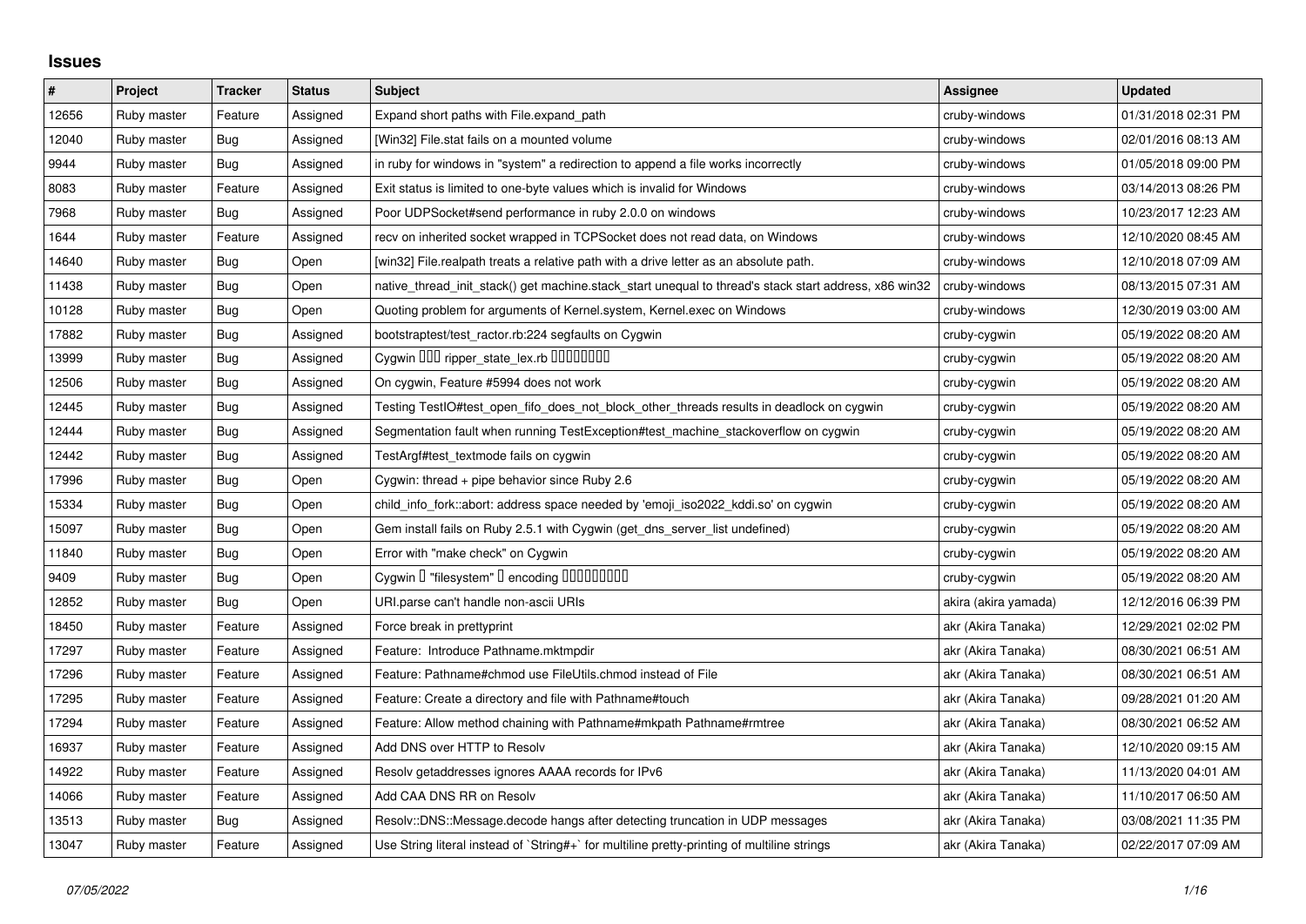# Issues

| # | Project | Tracker | Status | Subject | Assignee | Updated |
|---|---|---|---|---|---|---|
| 12656 | Ruby master | Feature | Assigned | Expand short paths with File.expand_path | cruby-windows | 01/31/2018 02:31 PM |
| 12040 | Ruby master | Bug | Assigned | [Win32] File.stat fails on a mounted volume | cruby-windows | 02/01/2016 08:13 AM |
| 9944 | Ruby master | Bug | Assigned | in ruby for windows in "system" a redirection to append a file works incorrectly | cruby-windows | 01/05/2018 09:00 PM |
| 8083 | Ruby master | Feature | Assigned | Exit status is limited to one-byte values which is invalid for Windows | cruby-windows | 03/14/2013 08:26 PM |
| 7968 | Ruby master | Bug | Assigned | Poor UDPSocket#send performance in ruby 2.0.0 on windows | cruby-windows | 10/23/2017 12:23 AM |
| 1644 | Ruby master | Feature | Assigned | recv on inherited socket wrapped in TCPSocket does not read data, on Windows | cruby-windows | 12/10/2020 08:45 AM |
| 14640 | Ruby master | Bug | Open | [win32] File.realpath treats a relative path with a drive letter as an absolute path. | cruby-windows | 12/10/2018 07:09 AM |
| 11438 | Ruby master | Bug | Open | native_thread_init_stack() get machine.stack_start unequal to thread's stack start address, x86 win32 | cruby-windows | 08/13/2015 07:31 AM |
| 10128 | Ruby master | Bug | Open | Quoting problem for arguments of Kernel.system, Kernel.exec on Windows | cruby-windows | 12/30/2019 03:00 AM |
| 17882 | Ruby master | Bug | Assigned | bootstraptest/test_ractor.rb:224 segfaults on Cygwin | cruby-cygwin | 05/19/2022 08:20 AM |
| 13999 | Ruby master | Bug | Assigned | Cygwin ��� ripper_state_lex.rb �������� | cruby-cygwin | 05/19/2022 08:20 AM |
| 12506 | Ruby master | Bug | Assigned | On cygwin, Feature #5994 does not work | cruby-cygwin | 05/19/2022 08:20 AM |
| 12445 | Ruby master | Bug | Assigned | Testing TestIO#test_open_fifo_does_not_block_other_threads results in deadlock on cygwin | cruby-cygwin | 05/19/2022 08:20 AM |
| 12444 | Ruby master | Bug | Assigned | Segmentation fault when running TestException#test_machine_stackoverflow on cygwin | cruby-cygwin | 05/19/2022 08:20 AM |
| 12442 | Ruby master | Bug | Assigned | TestArgf#test_textmode fails on cygwin | cruby-cygwin | 05/19/2022 08:20 AM |
| 17996 | Ruby master | Bug | Open | Cygwin: thread + pipe behavior since Ruby 2.6 | cruby-cygwin | 05/19/2022 08:20 AM |
| 15334 | Ruby master | Bug | Open | child_info_fork::abort: address space needed by 'emoji_iso2022_kddi.so' on cygwin | cruby-cygwin | 05/19/2022 08:20 AM |
| 15097 | Ruby master | Bug | Open | Gem install fails on Ruby 2.5.1 with Cygwin (get_dns_server_list undefined) | cruby-cygwin | 05/19/2022 08:20 AM |
| 11840 | Ruby master | Bug | Open | Error with "make check" on Cygwin | cruby-cygwin | 05/19/2022 08:20 AM |
| 9409 | Ruby master | Bug | Open | Cygwin � "filesystem" � encoding ��������� | cruby-cygwin | 05/19/2022 08:20 AM |
| 12852 | Ruby master | Bug | Open | URI.parse can't handle non-ascii URIs | akira (akira yamada) | 12/12/2016 06:39 PM |
| 18450 | Ruby master | Feature | Assigned | Force break in prettyprint | akr (Akira Tanaka) | 12/29/2021 02:02 PM |
| 17297 | Ruby master | Feature | Assigned | Feature: Introduce Pathname.mktmpdir | akr (Akira Tanaka) | 08/30/2021 06:51 AM |
| 17296 | Ruby master | Feature | Assigned | Feature: Pathname#chmod use FileUtils.chmod instead of File | akr (Akira Tanaka) | 08/30/2021 06:51 AM |
| 17295 | Ruby master | Feature | Assigned | Feature: Create a directory and file with Pathname#touch | akr (Akira Tanaka) | 09/28/2021 01:20 AM |
| 17294 | Ruby master | Feature | Assigned | Feature: Allow method chaining with Pathname#mkpath Pathname#rmtree | akr (Akira Tanaka) | 08/30/2021 06:52 AM |
| 16937 | Ruby master | Feature | Assigned | Add DNS over HTTP to Resolv | akr (Akira Tanaka) | 12/10/2020 09:15 AM |
| 14922 | Ruby master | Feature | Assigned | Resolv getaddresses ignores AAAA records for IPv6 | akr (Akira Tanaka) | 11/13/2020 04:01 AM |
| 14066 | Ruby master | Feature | Assigned | Add CAA DNS RR on Resolv | akr (Akira Tanaka) | 11/10/2017 06:50 AM |
| 13513 | Ruby master | Bug | Assigned | Resolv::DNS::Message.decode hangs after detecting truncation in UDP messages | akr (Akira Tanaka) | 03/08/2021 11:35 PM |
| 13047 | Ruby master | Feature | Assigned | Use String literal instead of `String#+` for multiline pretty-printing of multiline strings | akr (Akira Tanaka) | 02/22/2017 07:09 AM |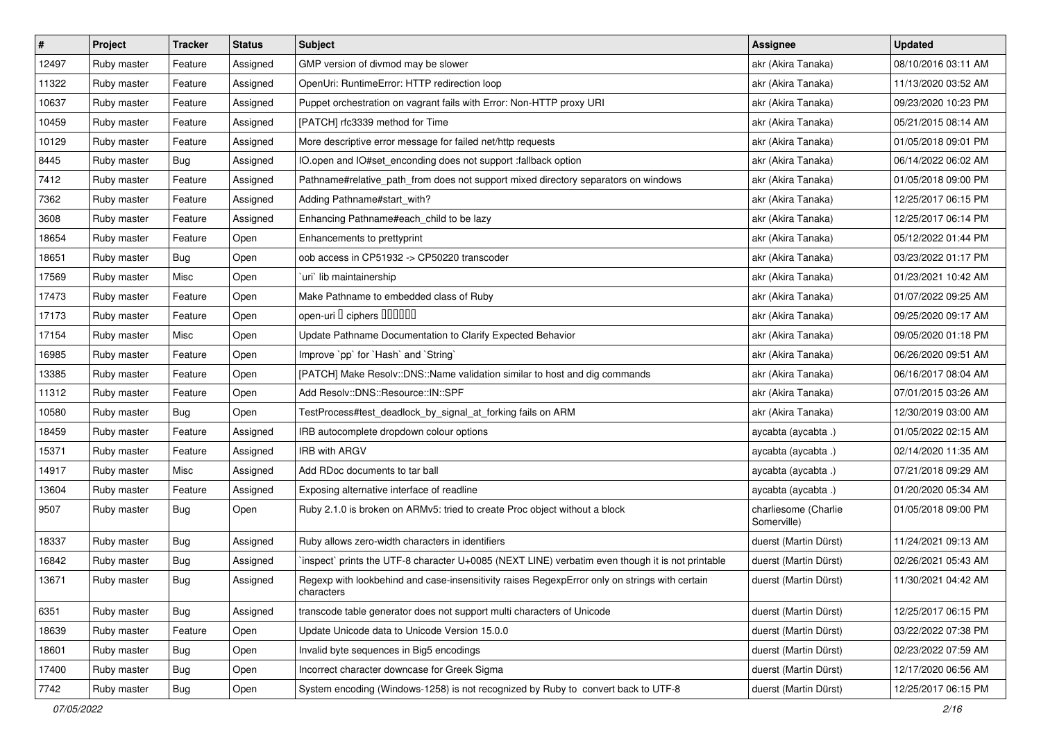| # | Project | Tracker | Status | Subject | Assignee | Updated |
|---|---|---|---|---|---|---|
| 12497 | Ruby master | Feature | Assigned | GMP version of divmod may be slower | akr (Akira Tanaka) | 08/10/2016 03:11 AM |
| 11322 | Ruby master | Feature | Assigned | OpenUri: RuntimeError: HTTP redirection loop | akr (Akira Tanaka) | 11/13/2020 03:52 AM |
| 10637 | Ruby master | Feature | Assigned | Puppet orchestration on vagrant fails with Error: Non-HTTP proxy URI | akr (Akira Tanaka) | 09/23/2020 10:23 PM |
| 10459 | Ruby master | Feature | Assigned | [PATCH] rfc3339 method for Time | akr (Akira Tanaka) | 05/21/2015 08:14 AM |
| 10129 | Ruby master | Feature | Assigned | More descriptive error message for failed net/http requests | akr (Akira Tanaka) | 01/05/2018 09:01 PM |
| 8445 | Ruby master | Bug | Assigned | IO.open and IO#set_enconding does not support :fallback option | akr (Akira Tanaka) | 06/14/2022 06:02 AM |
| 7412 | Ruby master | Feature | Assigned | Pathname#relative_path_from does not support mixed directory separators on windows | akr (Akira Tanaka) | 01/05/2018 09:00 PM |
| 7362 | Ruby master | Feature | Assigned | Adding Pathname#start_with? | akr (Akira Tanaka) | 12/25/2017 06:15 PM |
| 3608 | Ruby master | Feature | Assigned | Enhancing Pathname#each_child to be lazy | akr (Akira Tanaka) | 12/25/2017 06:14 PM |
| 18654 | Ruby master | Feature | Open | Enhancements to prettyprint | akr (Akira Tanaka) | 05/12/2022 01:44 PM |
| 18651 | Ruby master | Bug | Open | oob access in CP51932 -> CP50220 transcoder | akr (Akira Tanaka) | 03/23/2022 01:17 PM |
| 17569 | Ruby master | Misc | Open | `uri` lib maintainership | akr (Akira Tanaka) | 01/23/2021 10:42 AM |
| 17473 | Ruby master | Feature | Open | Make Pathname to embedded class of Ruby | akr (Akira Tanaka) | 01/07/2022 09:25 AM |
| 17173 | Ruby master | Feature | Open | open-uri の ciphers 設定を可能にする | akr (Akira Tanaka) | 09/25/2020 09:17 AM |
| 17154 | Ruby master | Misc | Open | Update Pathname Documentation to Clarify Expected Behavior | akr (Akira Tanaka) | 09/05/2020 01:18 PM |
| 16985 | Ruby master | Feature | Open | Improve `pp` for `Hash` and `String` | akr (Akira Tanaka) | 06/26/2020 09:51 AM |
| 13385 | Ruby master | Feature | Open | [PATCH] Make Resolv::DNS::Name validation similar to host and dig commands | akr (Akira Tanaka) | 06/16/2017 08:04 AM |
| 11312 | Ruby master | Feature | Open | Add Resolv::DNS::Resource::IN::SPF | akr (Akira Tanaka) | 07/01/2015 03:26 AM |
| 10580 | Ruby master | Bug | Open | TestProcess#test_deadlock_by_signal_at_forking fails on ARM | akr (Akira Tanaka) | 12/30/2019 03:00 AM |
| 18459 | Ruby master | Feature | Assigned | IRB autocomplete dropdown colour options | aycabta (aycabta .) | 01/05/2022 02:15 AM |
| 15371 | Ruby master | Feature | Assigned | IRB with ARGV | aycabta (aycabta .) | 02/14/2020 11:35 AM |
| 14917 | Ruby master | Misc | Assigned | Add RDoc documents to tar ball | aycabta (aycabta .) | 07/21/2018 09:29 AM |
| 13604 | Ruby master | Feature | Assigned | Exposing alternative interface of readline | aycabta (aycabta .) | 01/20/2020 05:34 AM |
| 9507 | Ruby master | Bug | Open | Ruby 2.1.0 is broken on ARMv5: tried to create Proc object without a block | charliesome (Charlie Somerville) | 01/05/2018 09:00 PM |
| 18337 | Ruby master | Bug | Assigned | Ruby allows zero-width characters in identifiers | duerst (Martin Dürst) | 11/24/2021 09:13 AM |
| 16842 | Ruby master | Bug | Assigned | `inspect` prints the UTF-8 character U+0085 (NEXT LINE) verbatim even though it is not printable | duerst (Martin Dürst) | 02/26/2021 05:43 AM |
| 13671 | Ruby master | Bug | Assigned | Regexp with lookbehind and case-insensitivity raises RegexpError only on strings with certain characters | duerst (Martin Dürst) | 11/30/2021 04:42 AM |
| 6351 | Ruby master | Bug | Assigned | transcode table generator does not support multi characters of Unicode | duerst (Martin Dürst) | 12/25/2017 06:15 PM |
| 18639 | Ruby master | Feature | Open | Update Unicode data to Unicode Version 15.0.0 | duerst (Martin Dürst) | 03/22/2022 07:38 PM |
| 18601 | Ruby master | Bug | Open | Invalid byte sequences in Big5 encodings | duerst (Martin Dürst) | 02/23/2022 07:59 AM |
| 17400 | Ruby master | Bug | Open | Incorrect character downcase for Greek Sigma | duerst (Martin Dürst) | 12/17/2020 06:56 AM |
| 7742 | Ruby master | Bug | Open | System encoding (Windows-1258) is not recognized by Ruby to convert back to UTF-8 | duerst (Martin Dürst) | 12/25/2017 06:15 PM |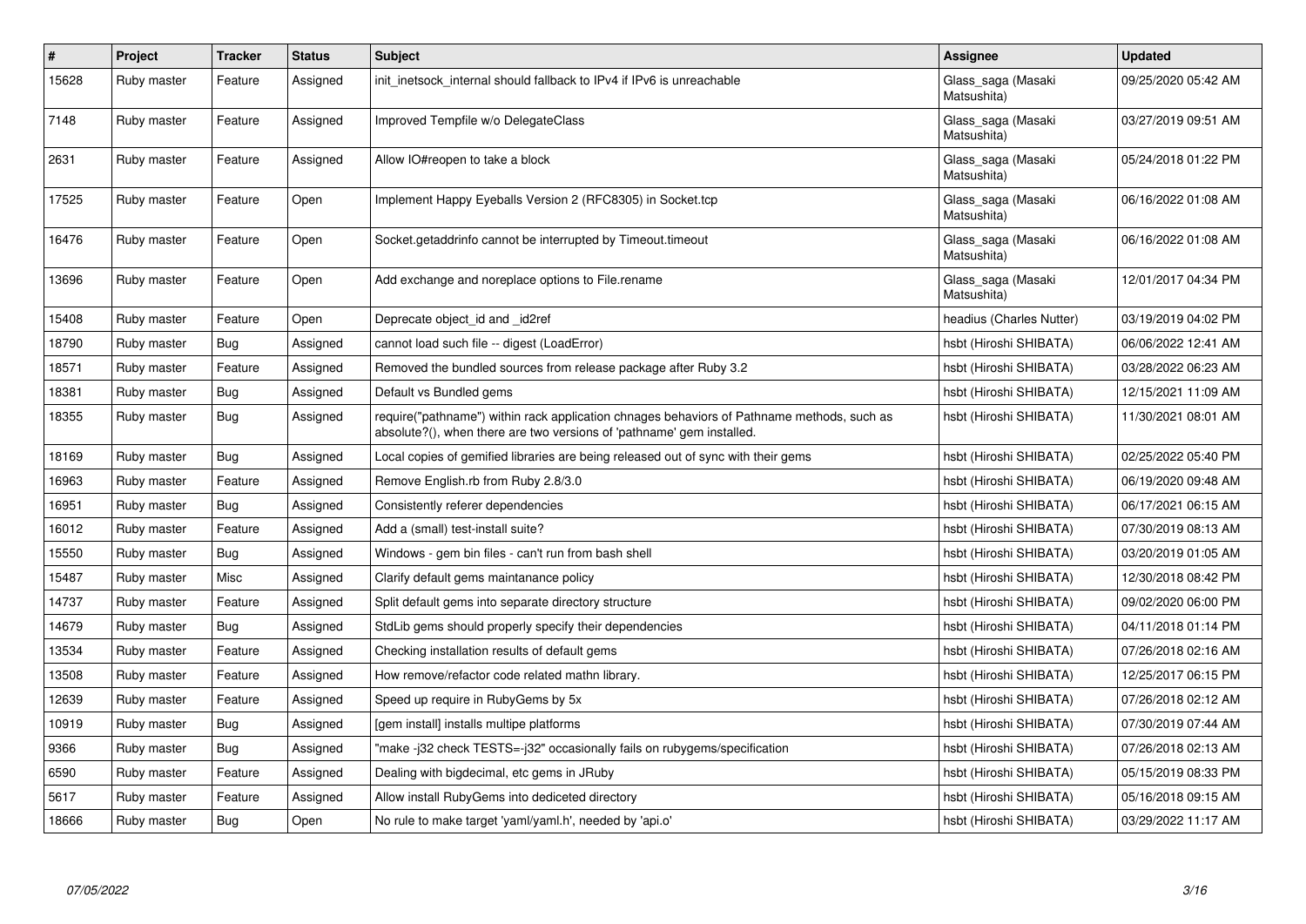| # | Project | Tracker | Status | Subject | Assignee | Updated |
|---|---|---|---|---|---|---|
| 15628 | Ruby master | Feature | Assigned | init_inetsock_internal should fallback to IPv4 if IPv6 is unreachable | Glass_saga (Masaki Matsushita) | 09/25/2020 05:42 AM |
| 7148 | Ruby master | Feature | Assigned | Improved Tempfile w/o DelegateClass | Glass_saga (Masaki Matsushita) | 03/27/2019 09:51 AM |
| 2631 | Ruby master | Feature | Assigned | Allow IO#reopen to take a block | Glass_saga (Masaki Matsushita) | 05/24/2018 01:22 PM |
| 17525 | Ruby master | Feature | Open | Implement Happy Eyeballs Version 2 (RFC8305) in Socket.tcp | Glass_saga (Masaki Matsushita) | 06/16/2022 01:08 AM |
| 16476 | Ruby master | Feature | Open | Socket.getaddrinfo cannot be interrupted by Timeout.timeout | Glass_saga (Masaki Matsushita) | 06/16/2022 01:08 AM |
| 13696 | Ruby master | Feature | Open | Add exchange and noreplace options to File.rename | Glass_saga (Masaki Matsushita) | 12/01/2017 04:34 PM |
| 15408 | Ruby master | Feature | Open | Deprecate object_id and _id2ref | headius (Charles Nutter) | 03/19/2019 04:02 PM |
| 18790 | Ruby master | Bug | Assigned | cannot load such file -- digest (LoadError) | hsbt (Hiroshi SHIBATA) | 06/06/2022 12:41 AM |
| 18571 | Ruby master | Feature | Assigned | Removed the bundled sources from release package after Ruby 3.2 | hsbt (Hiroshi SHIBATA) | 03/28/2022 06:23 AM |
| 18381 | Ruby master | Bug | Assigned | Default vs Bundled gems | hsbt (Hiroshi SHIBATA) | 12/15/2021 11:09 AM |
| 18355 | Ruby master | Bug | Assigned | require("pathname") within rack application chnages behaviors of Pathname methods, such as absolute?(), when there are two versions of 'pathname' gem installed. | hsbt (Hiroshi SHIBATA) | 11/30/2021 08:01 AM |
| 18169 | Ruby master | Bug | Assigned | Local copies of gemified libraries are being released out of sync with their gems | hsbt (Hiroshi SHIBATA) | 02/25/2022 05:40 PM |
| 16963 | Ruby master | Feature | Assigned | Remove English.rb from Ruby 2.8/3.0 | hsbt (Hiroshi SHIBATA) | 06/19/2020 09:48 AM |
| 16951 | Ruby master | Bug | Assigned | Consistently referer dependencies | hsbt (Hiroshi SHIBATA) | 06/17/2021 06:15 AM |
| 16012 | Ruby master | Feature | Assigned | Add a (small) test-install suite? | hsbt (Hiroshi SHIBATA) | 07/30/2019 08:13 AM |
| 15550 | Ruby master | Bug | Assigned | Windows - gem bin files - can't run from bash shell | hsbt (Hiroshi SHIBATA) | 03/20/2019 01:05 AM |
| 15487 | Ruby master | Misc | Assigned | Clarify default gems maintanance policy | hsbt (Hiroshi SHIBATA) | 12/30/2018 08:42 PM |
| 14737 | Ruby master | Feature | Assigned | Split default gems into separate directory structure | hsbt (Hiroshi SHIBATA) | 09/02/2020 06:00 PM |
| 14679 | Ruby master | Bug | Assigned | StdLib gems should properly specify their dependencies | hsbt (Hiroshi SHIBATA) | 04/11/2018 01:14 PM |
| 13534 | Ruby master | Feature | Assigned | Checking installation results of default gems | hsbt (Hiroshi SHIBATA) | 07/26/2018 02:16 AM |
| 13508 | Ruby master | Feature | Assigned | How remove/refactor code related mathn library. | hsbt (Hiroshi SHIBATA) | 12/25/2017 06:15 PM |
| 12639 | Ruby master | Feature | Assigned | Speed up require in RubyGems by 5x | hsbt (Hiroshi SHIBATA) | 07/26/2018 02:12 AM |
| 10919 | Ruby master | Bug | Assigned | [gem install] installs multipe platforms | hsbt (Hiroshi SHIBATA) | 07/30/2019 07:44 AM |
| 9366 | Ruby master | Bug | Assigned | "make -j32 check TESTS=-j32" occasionally fails on rubygems/specification | hsbt (Hiroshi SHIBATA) | 07/26/2018 02:13 AM |
| 6590 | Ruby master | Feature | Assigned | Dealing with bigdecimal, etc gems in JRuby | hsbt (Hiroshi SHIBATA) | 05/15/2019 08:33 PM |
| 5617 | Ruby master | Feature | Assigned | Allow install RubyGems into dediceted directory | hsbt (Hiroshi SHIBATA) | 05/16/2018 09:15 AM |
| 18666 | Ruby master | Bug | Open | No rule to make target 'yaml/yaml.h', needed by 'api.o' | hsbt (Hiroshi SHIBATA) | 03/29/2022 11:17 AM |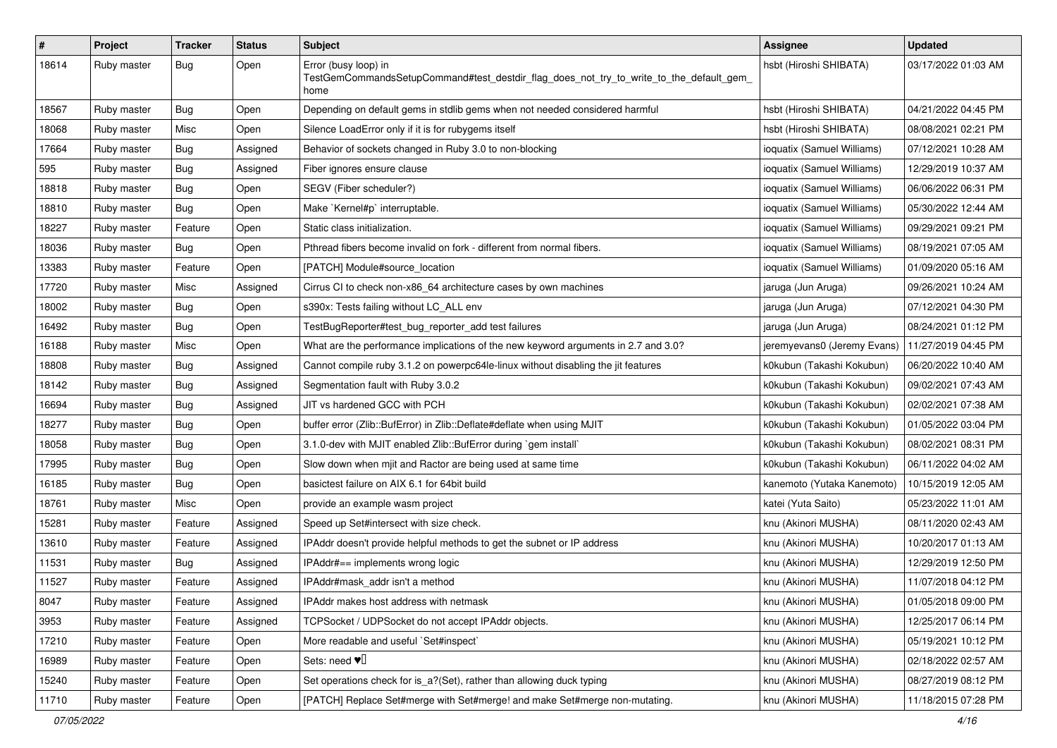| # | Project | Tracker | Status | Subject | Assignee | Updated |
|---|---|---|---|---|---|---|
| 18614 | Ruby master | Bug | Open | Error (busy loop) in TestGemCommandsSetupCommand#test_destdir_flag_does_not_try_to_write_to_the_default_gem_home | hsbt (Hiroshi SHIBATA) | 03/17/2022 01:03 AM |
| 18567 | Ruby master | Bug | Open | Depending on default gems in stdlib gems when not needed considered harmful | hsbt (Hiroshi SHIBATA) | 04/21/2022 04:45 PM |
| 18068 | Ruby master | Misc | Open | Silence LoadError only if it is for rubygems itself | hsbt (Hiroshi SHIBATA) | 08/08/2021 02:21 PM |
| 17664 | Ruby master | Bug | Assigned | Behavior of sockets changed in Ruby 3.0 to non-blocking | ioquatix (Samuel Williams) | 07/12/2021 10:28 AM |
| 595 | Ruby master | Bug | Assigned | Fiber ignores ensure clause | ioquatix (Samuel Williams) | 12/29/2019 10:37 AM |
| 18818 | Ruby master | Bug | Open | SEGV (Fiber scheduler?) | ioquatix (Samuel Williams) | 06/06/2022 06:31 PM |
| 18810 | Ruby master | Bug | Open | Make `Kernel#p` interruptable. | ioquatix (Samuel Williams) | 05/30/2022 12:44 AM |
| 18227 | Ruby master | Feature | Open | Static class initialization. | ioquatix (Samuel Williams) | 09/29/2021 09:21 PM |
| 18036 | Ruby master | Bug | Open | Pthread fibers become invalid on fork - different from normal fibers. | ioquatix (Samuel Williams) | 08/19/2021 07:05 AM |
| 13383 | Ruby master | Feature | Open | [PATCH] Module#source_location | ioquatix (Samuel Williams) | 01/09/2020 05:16 AM |
| 17720 | Ruby master | Misc | Assigned | Cirrus CI to check non-x86_64 architecture cases by own machines | jaruga (Jun Aruga) | 09/26/2021 10:24 AM |
| 18002 | Ruby master | Bug | Open | s390x: Tests failing without LC_ALL env | jaruga (Jun Aruga) | 07/12/2021 04:30 PM |
| 16492 | Ruby master | Bug | Open | TestBugReporter#test_bug_reporter_add test failures | jaruga (Jun Aruga) | 08/24/2021 01:12 PM |
| 16188 | Ruby master | Misc | Open | What are the performance implications of the new keyword arguments in 2.7 and 3.0? | jeremyevans0 (Jeremy Evans) | 11/27/2019 04:45 PM |
| 18808 | Ruby master | Bug | Assigned | Cannot compile ruby 3.1.2 on powerpc64le-linux without disabling the jit features | k0kubun (Takashi Kokubun) | 06/20/2022 10:40 AM |
| 18142 | Ruby master | Bug | Assigned | Segmentation fault with Ruby 3.0.2 | k0kubun (Takashi Kokubun) | 09/02/2021 07:43 AM |
| 16694 | Ruby master | Bug | Assigned | JIT vs hardened GCC with PCH | k0kubun (Takashi Kokubun) | 02/02/2021 07:38 AM |
| 18277 | Ruby master | Bug | Open | buffer error (Zlib::BufError) in Zlib::Deflate#deflate when using MJIT | k0kubun (Takashi Kokubun) | 01/05/2022 03:04 PM |
| 18058 | Ruby master | Bug | Open | 3.1.0-dev with MJIT enabled Zlib::BufError during `gem install` | k0kubun (Takashi Kokubun) | 08/02/2021 08:31 PM |
| 17995 | Ruby master | Bug | Open | Slow down when mjit and Ractor are being used at same time | k0kubun (Takashi Kokubun) | 06/11/2022 04:02 AM |
| 16185 | Ruby master | Bug | Open | basictest failure on AIX 6.1 for 64bit build | kanemoto (Yutaka Kanemoto) | 10/15/2019 12:05 AM |
| 18761 | Ruby master | Misc | Open | provide an example wasm project | katei (Yuta Saito) | 05/23/2022 11:01 AM |
| 15281 | Ruby master | Feature | Assigned | Speed up Set#intersect with size check. | knu (Akinori MUSHA) | 08/11/2020 02:43 AM |
| 13610 | Ruby master | Feature | Assigned | IPAddr doesn't provide helpful methods to get the subnet or IP address | knu (Akinori MUSHA) | 10/20/2017 01:13 AM |
| 11531 | Ruby master | Bug | Assigned | IPAddr#== implements wrong logic | knu (Akinori MUSHA) | 12/29/2019 12:50 PM |
| 11527 | Ruby master | Feature | Assigned | IPAddr#mask_addr isn't a method | knu (Akinori MUSHA) | 11/07/2018 04:12 PM |
| 8047 | Ruby master | Feature | Assigned | IPAddr makes host address with netmask | knu (Akinori MUSHA) | 01/05/2018 09:00 PM |
| 3953 | Ruby master | Feature | Assigned | TCPSocket / UDPSocket do not accept IPAddr objects. | knu (Akinori MUSHA) | 12/25/2017 06:14 PM |
| 17210 | Ruby master | Feature | Open | More readable and useful `Set#inspect` | knu (Akinori MUSHA) | 05/19/2021 10:12 PM |
| 16989 | Ruby master | Feature | Open | Sets: need ♥️ | knu (Akinori MUSHA) | 02/18/2022 02:57 AM |
| 15240 | Ruby master | Feature | Open | Set operations check for is_a?(Set), rather than allowing duck typing | knu (Akinori MUSHA) | 08/27/2019 08:12 PM |
| 11710 | Ruby master | Feature | Open | [PATCH] Replace Set#merge with Set#merge! and make Set#merge non-mutating. | knu (Akinori MUSHA) | 11/18/2015 07:28 PM |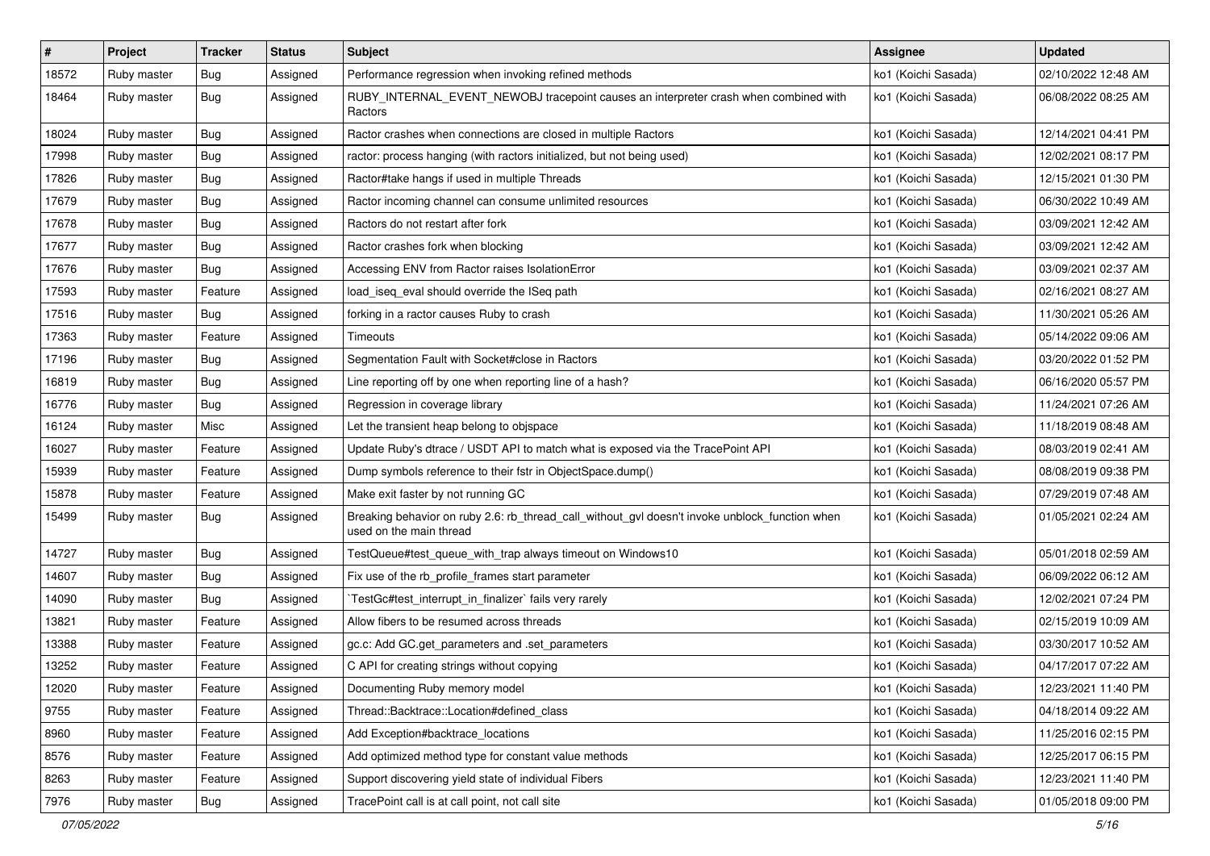| # | Project | Tracker | Status | Subject | Assignee | Updated |
|---|---|---|---|---|---|---|
| 18572 | Ruby master | Bug | Assigned | Performance regression when invoking refined methods | ko1 (Koichi Sasada) | 02/10/2022 12:48 AM |
| 18464 | Ruby master | Bug | Assigned | RUBY_INTERNAL_EVENT_NEWOBJ tracepoint causes an interpreter crash when combined with Ractors | ko1 (Koichi Sasada) | 06/08/2022 08:25 AM |
| 18024 | Ruby master | Bug | Assigned | Ractor crashes when connections are closed in multiple Ractors | ko1 (Koichi Sasada) | 12/14/2021 04:41 PM |
| 17998 | Ruby master | Bug | Assigned | ractor: process hanging (with ractors initialized, but not being used) | ko1 (Koichi Sasada) | 12/02/2021 08:17 PM |
| 17826 | Ruby master | Bug | Assigned | Ractor#take hangs if used in multiple Threads | ko1 (Koichi Sasada) | 12/15/2021 01:30 PM |
| 17679 | Ruby master | Bug | Assigned | Ractor incoming channel can consume unlimited resources | ko1 (Koichi Sasada) | 06/30/2022 10:49 AM |
| 17678 | Ruby master | Bug | Assigned | Ractors do not restart after fork | ko1 (Koichi Sasada) | 03/09/2021 12:42 AM |
| 17677 | Ruby master | Bug | Assigned | Ractor crashes fork when blocking | ko1 (Koichi Sasada) | 03/09/2021 12:42 AM |
| 17676 | Ruby master | Bug | Assigned | Accessing ENV from Ractor raises IsolationError | ko1 (Koichi Sasada) | 03/09/2021 02:37 AM |
| 17593 | Ruby master | Feature | Assigned | load_iseq_eval should override the ISeq path | ko1 (Koichi Sasada) | 02/16/2021 08:27 AM |
| 17516 | Ruby master | Bug | Assigned | forking in a ractor causes Ruby to crash | ko1 (Koichi Sasada) | 11/30/2021 05:26 AM |
| 17363 | Ruby master | Feature | Assigned | Timeouts | ko1 (Koichi Sasada) | 05/14/2022 09:06 AM |
| 17196 | Ruby master | Bug | Assigned | Segmentation Fault with Socket#close in Ractors | ko1 (Koichi Sasada) | 03/20/2022 01:52 PM |
| 16819 | Ruby master | Bug | Assigned | Line reporting off by one when reporting line of a hash? | ko1 (Koichi Sasada) | 06/16/2020 05:57 PM |
| 16776 | Ruby master | Bug | Assigned | Regression in coverage library | ko1 (Koichi Sasada) | 11/24/2021 07:26 AM |
| 16124 | Ruby master | Misc | Assigned | Let the transient heap belong to objspace | ko1 (Koichi Sasada) | 11/18/2019 08:48 AM |
| 16027 | Ruby master | Feature | Assigned | Update Ruby's dtrace / USDT API to match what is exposed via the TracePoint API | ko1 (Koichi Sasada) | 08/03/2019 02:41 AM |
| 15939 | Ruby master | Feature | Assigned | Dump symbols reference to their fstr in ObjectSpace.dump() | ko1 (Koichi Sasada) | 08/08/2019 09:38 PM |
| 15878 | Ruby master | Feature | Assigned | Make exit faster by not running GC | ko1 (Koichi Sasada) | 07/29/2019 07:48 AM |
| 15499 | Ruby master | Bug | Assigned | Breaking behavior on ruby 2.6: rb_thread_call_without_gvl doesn't invoke unblock_function when used on the main thread | ko1 (Koichi Sasada) | 01/05/2021 02:24 AM |
| 14727 | Ruby master | Bug | Assigned | TestQueue#test_queue_with_trap always timeout on Windows10 | ko1 (Koichi Sasada) | 05/01/2018 02:59 AM |
| 14607 | Ruby master | Bug | Assigned | Fix use of the rb_profile_frames start parameter | ko1 (Koichi Sasada) | 06/09/2022 06:12 AM |
| 14090 | Ruby master | Bug | Assigned | `TestGc#test_interrupt_in_finalizer` fails very rarely | ko1 (Koichi Sasada) | 12/02/2021 07:24 PM |
| 13821 | Ruby master | Feature | Assigned | Allow fibers to be resumed across threads | ko1 (Koichi Sasada) | 02/15/2019 10:09 AM |
| 13388 | Ruby master | Feature | Assigned | gc.c: Add GC.get_parameters and .set_parameters | ko1 (Koichi Sasada) | 03/30/2017 10:52 AM |
| 13252 | Ruby master | Feature | Assigned | C API for creating strings without copying | ko1 (Koichi Sasada) | 04/17/2017 07:22 AM |
| 12020 | Ruby master | Feature | Assigned | Documenting Ruby memory model | ko1 (Koichi Sasada) | 12/23/2021 11:40 PM |
| 9755 | Ruby master | Feature | Assigned | Thread::Backtrace::Location#defined_class | ko1 (Koichi Sasada) | 04/18/2014 09:22 AM |
| 8960 | Ruby master | Feature | Assigned | Add Exception#backtrace_locations | ko1 (Koichi Sasada) | 11/25/2016 02:15 PM |
| 8576 | Ruby master | Feature | Assigned | Add optimized method type for constant value methods | ko1 (Koichi Sasada) | 12/25/2017 06:15 PM |
| 8263 | Ruby master | Feature | Assigned | Support discovering yield state of individual Fibers | ko1 (Koichi Sasada) | 12/23/2021 11:40 PM |
| 7976 | Ruby master | Bug | Assigned | TracePoint call is at call point, not call site | ko1 (Koichi Sasada) | 01/05/2018 09:00 PM |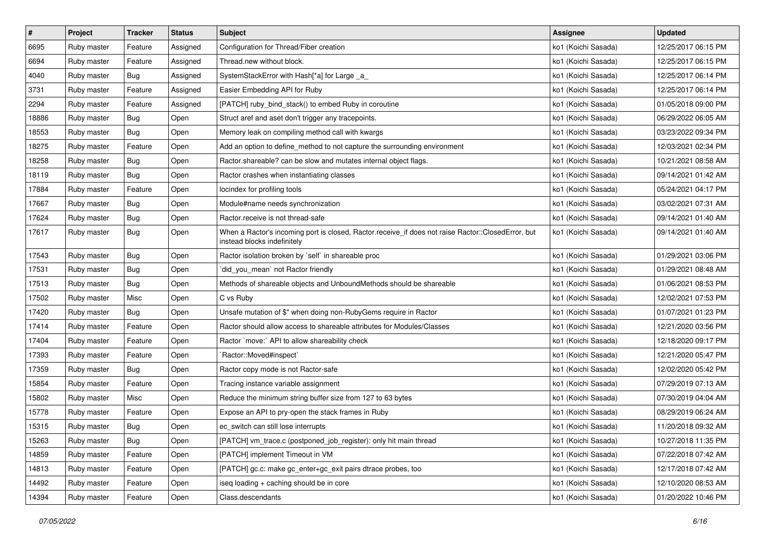| # | Project | Tracker | Status | Subject | Assignee | Updated |
|---|---|---|---|---|---|---|
| 6695 | Ruby master | Feature | Assigned | Configuration for Thread/Fiber creation | ko1 (Koichi Sasada) | 12/25/2017 06:15 PM |
| 6694 | Ruby master | Feature | Assigned | Thread.new without block. | ko1 (Koichi Sasada) | 12/25/2017 06:15 PM |
| 4040 | Ruby master | Bug | Assigned | SystemStackError with Hash[*a] for Large _a_ | ko1 (Koichi Sasada) | 12/25/2017 06:14 PM |
| 3731 | Ruby master | Feature | Assigned | Easier Embedding API for Ruby | ko1 (Koichi Sasada) | 12/25/2017 06:14 PM |
| 2294 | Ruby master | Feature | Assigned | [PATCH] ruby_bind_stack() to embed Ruby in coroutine | ko1 (Koichi Sasada) | 01/05/2018 09:00 PM |
| 18886 | Ruby master | Bug | Open | Struct aref and aset don't trigger any tracepoints. | ko1 (Koichi Sasada) | 06/29/2022 06:05 AM |
| 18553 | Ruby master | Bug | Open | Memory leak on compiling method call with kwargs | ko1 (Koichi Sasada) | 03/23/2022 09:34 PM |
| 18275 | Ruby master | Feature | Open | Add an option to define_method to not capture the surrounding environment | ko1 (Koichi Sasada) | 12/03/2021 02:34 PM |
| 18258 | Ruby master | Bug | Open | Ractor.shareable? can be slow and mutates internal object flags. | ko1 (Koichi Sasada) | 10/21/2021 08:58 AM |
| 18119 | Ruby master | Bug | Open | Ractor crashes when instantiating classes | ko1 (Koichi Sasada) | 09/14/2021 01:42 AM |
| 17884 | Ruby master | Feature | Open | locindex for profiling tools | ko1 (Koichi Sasada) | 05/24/2021 04:17 PM |
| 17667 | Ruby master | Bug | Open | Module#name needs synchronization | ko1 (Koichi Sasada) | 03/02/2021 07:31 AM |
| 17624 | Ruby master | Bug | Open | Ractor.receive is not thread-safe | ko1 (Koichi Sasada) | 09/14/2021 01:40 AM |
| 17617 | Ruby master | Bug | Open | When a Ractor's incoming port is closed, Ractor.receive_if does not raise Ractor::ClosedError, but instead blocks indefinitely | ko1 (Koichi Sasada) | 09/14/2021 01:40 AM |
| 17543 | Ruby master | Bug | Open | Ractor isolation broken by `self` in shareable proc | ko1 (Koichi Sasada) | 01/29/2021 03:06 PM |
| 17531 | Ruby master | Bug | Open | `did_you_mean` not Ractor friendly | ko1 (Koichi Sasada) | 01/29/2021 08:48 AM |
| 17513 | Ruby master | Bug | Open | Methods of shareable objects and UnboundMethods should be shareable | ko1 (Koichi Sasada) | 01/06/2021 08:53 PM |
| 17502 | Ruby master | Misc | Open | C vs Ruby | ko1 (Koichi Sasada) | 12/02/2021 07:53 PM |
| 17420 | Ruby master | Bug | Open | Unsafe mutation of $" when doing non-RubyGems require in Ractor | ko1 (Koichi Sasada) | 01/07/2021 01:23 PM |
| 17414 | Ruby master | Feature | Open | Ractor should allow access to shareable attributes for Modules/Classes | ko1 (Koichi Sasada) | 12/21/2020 03:56 PM |
| 17404 | Ruby master | Feature | Open | Ractor `move:` API to allow shareability check | ko1 (Koichi Sasada) | 12/18/2020 09:17 PM |
| 17393 | Ruby master | Feature | Open | `Ractor::Moved#inspect` | ko1 (Koichi Sasada) | 12/21/2020 05:47 PM |
| 17359 | Ruby master | Bug | Open | Ractor copy mode is not Ractor-safe | ko1 (Koichi Sasada) | 12/02/2020 05:42 PM |
| 15854 | Ruby master | Feature | Open | Tracing instance variable assignment | ko1 (Koichi Sasada) | 07/29/2019 07:13 AM |
| 15802 | Ruby master | Misc | Open | Reduce the minimum string buffer size from 127 to 63 bytes | ko1 (Koichi Sasada) | 07/30/2019 04:04 AM |
| 15778 | Ruby master | Feature | Open | Expose an API to pry-open the stack frames in Ruby | ko1 (Koichi Sasada) | 08/29/2019 06:24 AM |
| 15315 | Ruby master | Bug | Open | ec_switch can still lose interrupts | ko1 (Koichi Sasada) | 11/20/2018 09:32 AM |
| 15263 | Ruby master | Bug | Open | [PATCH] vm_trace.c (postponed_job_register): only hit main thread | ko1 (Koichi Sasada) | 10/27/2018 11:35 PM |
| 14859 | Ruby master | Feature | Open | [PATCH] implement Timeout in VM | ko1 (Koichi Sasada) | 07/22/2018 07:42 AM |
| 14813 | Ruby master | Feature | Open | [PATCH] gc.c: make gc_enter+gc_exit pairs dtrace probes, too | ko1 (Koichi Sasada) | 12/17/2018 07:42 AM |
| 14492 | Ruby master | Feature | Open | iseq loading + caching should be in core | ko1 (Koichi Sasada) | 12/10/2020 08:53 AM |
| 14394 | Ruby master | Feature | Open | Class.descendants | ko1 (Koichi Sasada) | 01/20/2022 10:46 PM |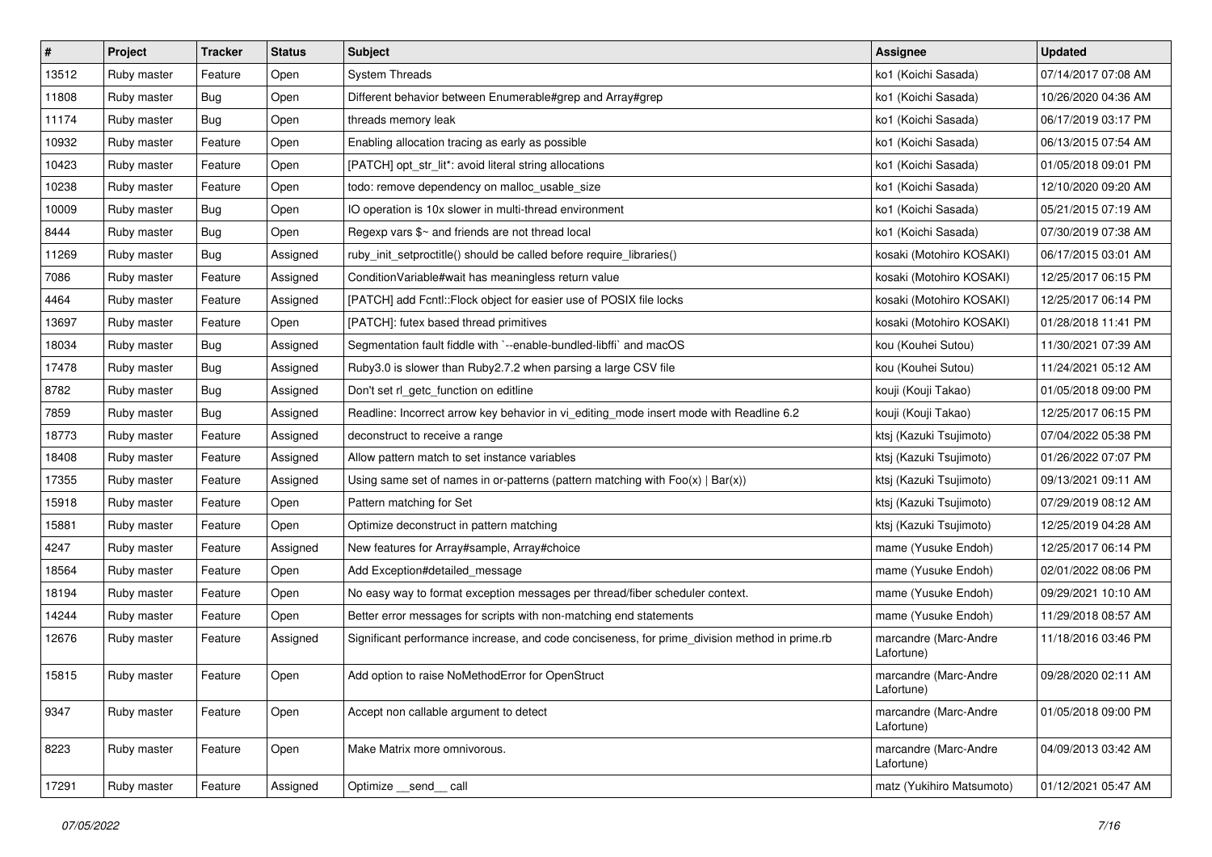| # | Project | Tracker | Status | Subject | Assignee | Updated |
|---|---|---|---|---|---|---|
| 13512 | Ruby master | Feature | Open | System Threads | ko1 (Koichi Sasada) | 07/14/2017 07:08 AM |
| 11808 | Ruby master | Bug | Open | Different behavior between Enumerable#grep and Array#grep | ko1 (Koichi Sasada) | 10/26/2020 04:36 AM |
| 11174 | Ruby master | Bug | Open | threads memory leak | ko1 (Koichi Sasada) | 06/17/2019 03:17 PM |
| 10932 | Ruby master | Feature | Open | Enabling allocation tracing as early as possible | ko1 (Koichi Sasada) | 06/13/2015 07:54 AM |
| 10423 | Ruby master | Feature | Open | [PATCH] opt_str_lit*: avoid literal string allocations | ko1 (Koichi Sasada) | 01/05/2018 09:01 PM |
| 10238 | Ruby master | Feature | Open | todo: remove dependency on malloc_usable_size | ko1 (Koichi Sasada) | 12/10/2020 09:20 AM |
| 10009 | Ruby master | Bug | Open | IO operation is 10x slower in multi-thread environment | ko1 (Koichi Sasada) | 05/21/2015 07:19 AM |
| 8444 | Ruby master | Bug | Open | Regexp vars $~ and friends are not thread local | ko1 (Koichi Sasada) | 07/30/2019 07:38 AM |
| 11269 | Ruby master | Bug | Assigned | ruby_init_setproctitle() should be called before require_libraries() | kosaki (Motohiro KOSAKI) | 06/17/2015 03:01 AM |
| 7086 | Ruby master | Feature | Assigned | ConditionVariable#wait has meaningless return value | kosaki (Motohiro KOSAKI) | 12/25/2017 06:15 PM |
| 4464 | Ruby master | Feature | Assigned | [PATCH] add Fcntl::Flock object for easier use of POSIX file locks | kosaki (Motohiro KOSAKI) | 12/25/2017 06:14 PM |
| 13697 | Ruby master | Feature | Open | [PATCH]: futex based thread primitives | kosaki (Motohiro KOSAKI) | 01/28/2018 11:41 PM |
| 18034 | Ruby master | Bug | Assigned | Segmentation fault fiddle with `--enable-bundled-libffi` and macOS | kou (Kouhei Sutou) | 11/30/2021 07:39 AM |
| 17478 | Ruby master | Bug | Assigned | Ruby3.0 is slower than Ruby2.7.2 when parsing a large CSV file | kou (Kouhei Sutou) | 11/24/2021 05:12 AM |
| 8782 | Ruby master | Bug | Assigned | Don't set rl_getc_function on editline | kouji (Kouji Takao) | 01/05/2018 09:00 PM |
| 7859 | Ruby master | Bug | Assigned | Readline: Incorrect arrow key behavior in vi_editing_mode insert mode with Readline 6.2 | kouji (Kouji Takao) | 12/25/2017 06:15 PM |
| 18773 | Ruby master | Feature | Assigned | deconstruct to receive a range | ktsj (Kazuki Tsujimoto) | 07/04/2022 05:38 PM |
| 18408 | Ruby master | Feature | Assigned | Allow pattern match to set instance variables | ktsj (Kazuki Tsujimoto) | 01/26/2022 07:07 PM |
| 17355 | Ruby master | Feature | Assigned | Using same set of names in or-patterns (pattern matching with Foo(x) \| Bar(x)) | ktsj (Kazuki Tsujimoto) | 09/13/2021 09:11 AM |
| 15918 | Ruby master | Feature | Open | Pattern matching for Set | ktsj (Kazuki Tsujimoto) | 07/29/2019 08:12 AM |
| 15881 | Ruby master | Feature | Open | Optimize deconstruct in pattern matching | ktsj (Kazuki Tsujimoto) | 12/25/2019 04:28 AM |
| 4247 | Ruby master | Feature | Assigned | New features for Array#sample, Array#choice | mame (Yusuke Endoh) | 12/25/2017 06:14 PM |
| 18564 | Ruby master | Feature | Open | Add Exception#detailed_message | mame (Yusuke Endoh) | 02/01/2022 08:06 PM |
| 18194 | Ruby master | Feature | Open | No easy way to format exception messages per thread/fiber scheduler context. | mame (Yusuke Endoh) | 09/29/2021 10:10 AM |
| 14244 | Ruby master | Feature | Open | Better error messages for scripts with non-matching end statements | mame (Yusuke Endoh) | 11/29/2018 08:57 AM |
| 12676 | Ruby master | Feature | Assigned | Significant performance increase, and code conciseness, for prime_division method in prime.rb | marcandre (Marc-Andre Lafortune) | 11/18/2016 03:46 PM |
| 15815 | Ruby master | Feature | Open | Add option to raise NoMethodError for OpenStruct | marcandre (Marc-Andre Lafortune) | 09/28/2020 02:11 AM |
| 9347 | Ruby master | Feature | Open | Accept non callable argument to detect | marcandre (Marc-Andre Lafortune) | 01/05/2018 09:00 PM |
| 8223 | Ruby master | Feature | Open | Make Matrix more omnivorous. | marcandre (Marc-Andre Lafortune) | 04/09/2013 03:42 AM |
| 17291 | Ruby master | Feature | Assigned | Optimize __send__ call | matz (Yukihiro Matsumoto) | 01/12/2021 05:47 AM |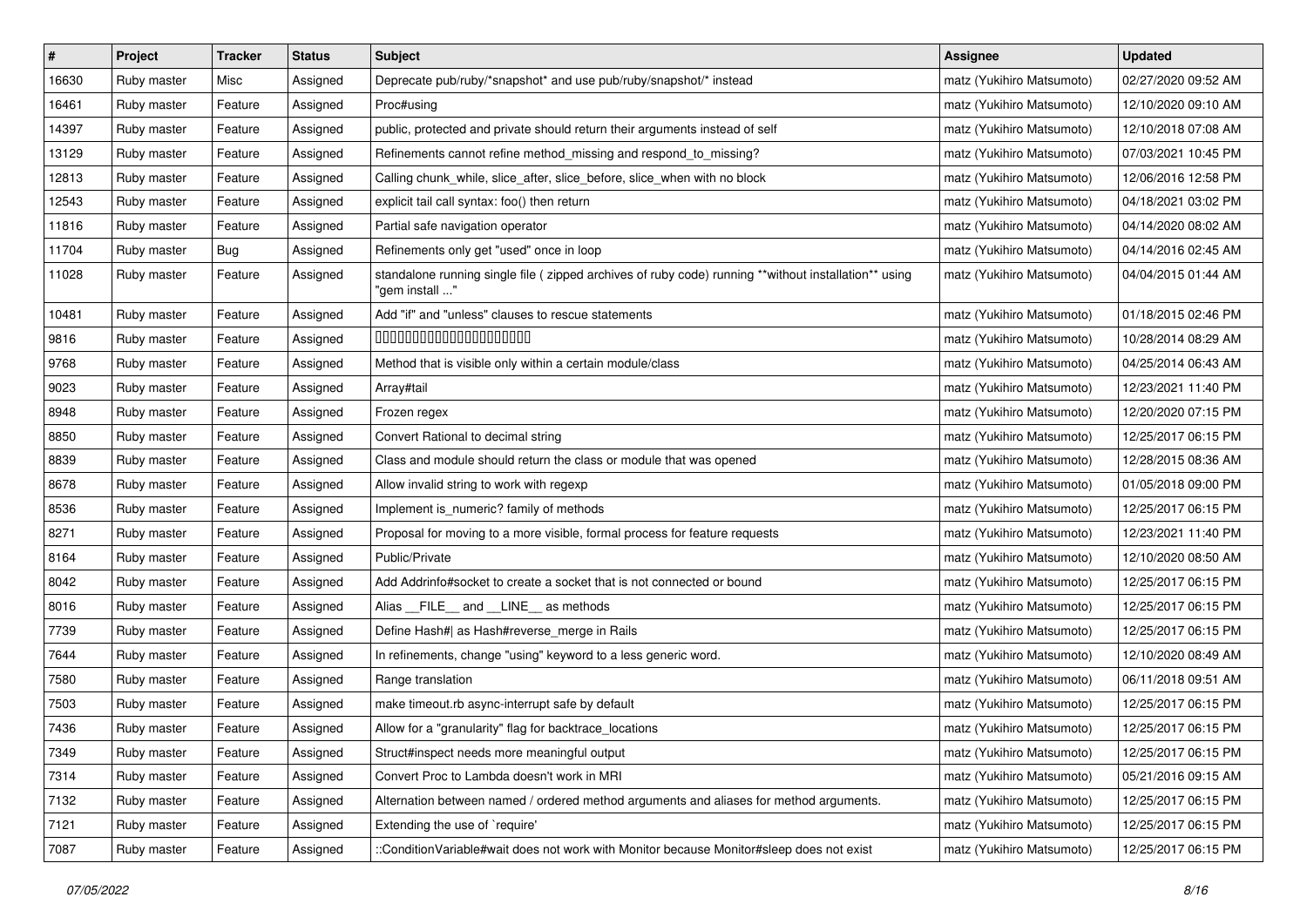| # | Project | Tracker | Status | Subject | Assignee | Updated |
|---|---|---|---|---|---|---|
| 16630 | Ruby master | Misc | Assigned | Deprecate pub/ruby/*snapshot* and use pub/ruby/snapshot/* instead | matz (Yukihiro Matsumoto) | 02/27/2020 09:52 AM |
| 16461 | Ruby master | Feature | Assigned | Proc#using | matz (Yukihiro Matsumoto) | 12/10/2020 09:10 AM |
| 14397 | Ruby master | Feature | Assigned | public, protected and private should return their arguments instead of self | matz (Yukihiro Matsumoto) | 12/10/2018 07:08 AM |
| 13129 | Ruby master | Feature | Assigned | Refinements cannot refine method_missing and respond_to_missing? | matz (Yukihiro Matsumoto) | 07/03/2021 10:45 PM |
| 12813 | Ruby master | Feature | Assigned | Calling chunk_while, slice_after, slice_before, slice_when with no block | matz (Yukihiro Matsumoto) | 12/06/2016 12:58 PM |
| 12543 | Ruby master | Feature | Assigned | explicit tail call syntax: foo() then return | matz (Yukihiro Matsumoto) | 04/18/2021 03:02 PM |
| 11816 | Ruby master | Feature | Assigned | Partial safe navigation operator | matz (Yukihiro Matsumoto) | 04/14/2020 08:02 AM |
| 11704 | Ruby master | Bug | Assigned | Refinements only get "used" once in loop | matz (Yukihiro Matsumoto) | 04/14/2016 02:45 AM |
| 11028 | Ruby master | Feature | Assigned | standalone running single file ( zipped archives of ruby code) running **without installation** using "gem install ..." | matz (Yukihiro Matsumoto) | 04/04/2015 01:44 AM |
| 10481 | Ruby master | Feature | Assigned | Add "if" and "unless" clauses to rescue statements | matz (Yukihiro Matsumoto) | 01/18/2015 02:46 PM |
| 9816 | Ruby master | Feature | Assigned | 文字列内の数字を数値として比較するメソッド | matz (Yukihiro Matsumoto) | 10/28/2014 08:29 AM |
| 9768 | Ruby master | Feature | Assigned | Method that is visible only within a certain module/class | matz (Yukihiro Matsumoto) | 04/25/2014 06:43 AM |
| 9023 | Ruby master | Feature | Assigned | Array#tail | matz (Yukihiro Matsumoto) | 12/23/2021 11:40 PM |
| 8948 | Ruby master | Feature | Assigned | Frozen regex | matz (Yukihiro Matsumoto) | 12/20/2020 07:15 PM |
| 8850 | Ruby master | Feature | Assigned | Convert Rational to decimal string | matz (Yukihiro Matsumoto) | 12/25/2017 06:15 PM |
| 8839 | Ruby master | Feature | Assigned | Class and module should return the class or module that was opened | matz (Yukihiro Matsumoto) | 12/28/2015 08:36 AM |
| 8678 | Ruby master | Feature | Assigned | Allow invalid string to work with regexp | matz (Yukihiro Matsumoto) | 01/05/2018 09:00 PM |
| 8536 | Ruby master | Feature | Assigned | Implement is_numeric? family of methods | matz (Yukihiro Matsumoto) | 12/25/2017 06:15 PM |
| 8271 | Ruby master | Feature | Assigned | Proposal for moving to a more visible, formal process for feature requests | matz (Yukihiro Matsumoto) | 12/23/2021 11:40 PM |
| 8164 | Ruby master | Feature | Assigned | Public/Private | matz (Yukihiro Matsumoto) | 12/10/2020 08:50 AM |
| 8042 | Ruby master | Feature | Assigned | Add Addrinfo#socket to create a socket that is not connected or bound | matz (Yukihiro Matsumoto) | 12/25/2017 06:15 PM |
| 8016 | Ruby master | Feature | Assigned | Alias __FILE__ and __LINE__ as methods | matz (Yukihiro Matsumoto) | 12/25/2017 06:15 PM |
| 7739 | Ruby master | Feature | Assigned | Define Hash#\| as Hash#reverse_merge in Rails | matz (Yukihiro Matsumoto) | 12/25/2017 06:15 PM |
| 7644 | Ruby master | Feature | Assigned | In refinements, change "using" keyword to a less generic word. | matz (Yukihiro Matsumoto) | 12/10/2020 08:49 AM |
| 7580 | Ruby master | Feature | Assigned | Range translation | matz (Yukihiro Matsumoto) | 06/11/2018 09:51 AM |
| 7503 | Ruby master | Feature | Assigned | make timeout.rb async-interrupt safe by default | matz (Yukihiro Matsumoto) | 12/25/2017 06:15 PM |
| 7436 | Ruby master | Feature | Assigned | Allow for a "granularity" flag for backtrace_locations | matz (Yukihiro Matsumoto) | 12/25/2017 06:15 PM |
| 7349 | Ruby master | Feature | Assigned | Struct#inspect needs more meaningful output | matz (Yukihiro Matsumoto) | 12/25/2017 06:15 PM |
| 7314 | Ruby master | Feature | Assigned | Convert Proc to Lambda doesn't work in MRI | matz (Yukihiro Matsumoto) | 05/21/2016 09:15 AM |
| 7132 | Ruby master | Feature | Assigned | Alternation between named / ordered method arguments and aliases for method arguments. | matz (Yukihiro Matsumoto) | 12/25/2017 06:15 PM |
| 7121 | Ruby master | Feature | Assigned | Extending the use of `require' | matz (Yukihiro Matsumoto) | 12/25/2017 06:15 PM |
| 7087 | Ruby master | Feature | Assigned | ::ConditionVariable#wait does not work with Monitor because Monitor#sleep does not exist | matz (Yukihiro Matsumoto) | 12/25/2017 06:15 PM |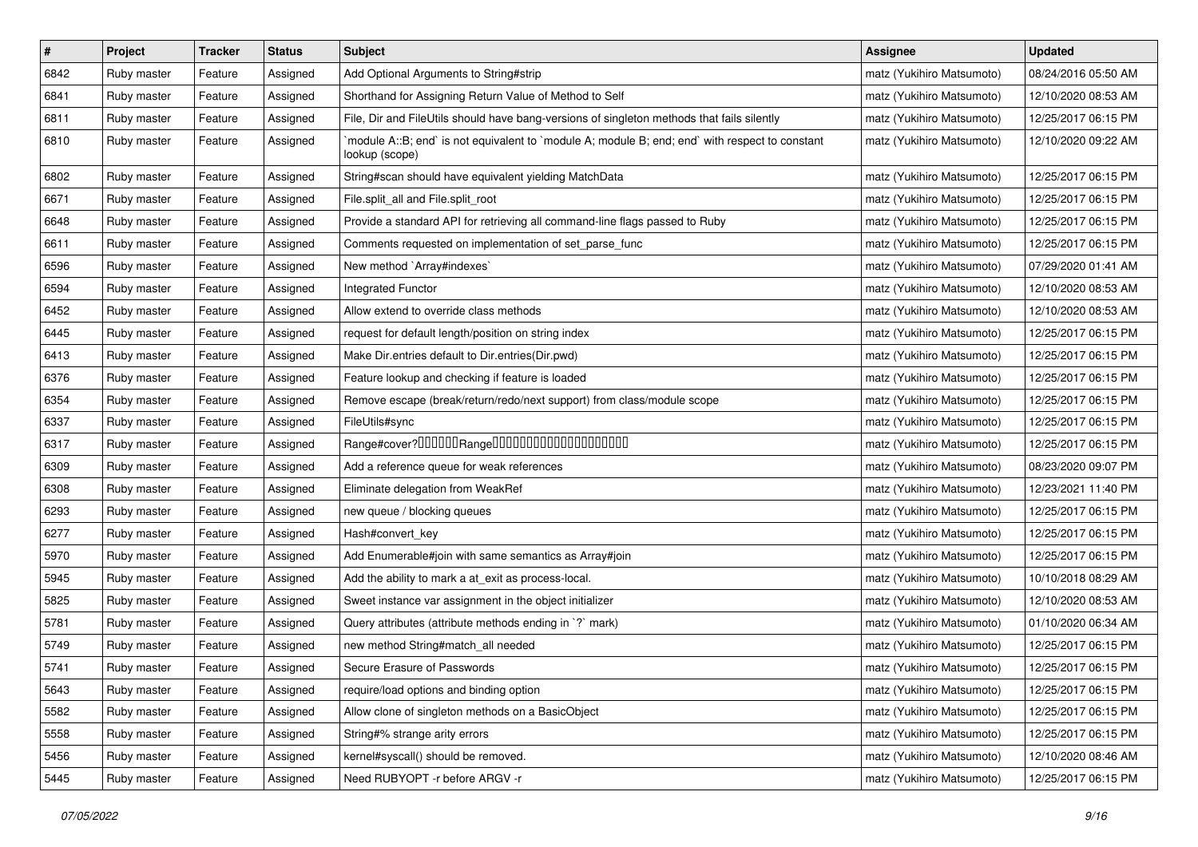| # | Project | Tracker | Status | Subject | Assignee | Updated |
|---|---|---|---|---|---|---|
| 6842 | Ruby master | Feature | Assigned | Add Optional Arguments to String#strip | matz (Yukihiro Matsumoto) | 08/24/2016 05:50 AM |
| 6841 | Ruby master | Feature | Assigned | Shorthand for Assigning Return Value of Method to Self | matz (Yukihiro Matsumoto) | 12/10/2020 08:53 AM |
| 6811 | Ruby master | Feature | Assigned | File, Dir and FileUtils should have bang-versions of singleton methods that fails silently | matz (Yukihiro Matsumoto) | 12/25/2017 06:15 PM |
| 6810 | Ruby master | Feature | Assigned | `module A::B; end` is not equivalent to `module A; module B; end; end` with respect to constant lookup (scope) | matz (Yukihiro Matsumoto) | 12/10/2020 09:22 AM |
| 6802 | Ruby master | Feature | Assigned | String#scan should have equivalent yielding MatchData | matz (Yukihiro Matsumoto) | 12/25/2017 06:15 PM |
| 6671 | Ruby master | Feature | Assigned | File.split_all and File.split_root | matz (Yukihiro Matsumoto) | 12/25/2017 06:15 PM |
| 6648 | Ruby master | Feature | Assigned | Provide a standard API for retrieving all command-line flags passed to Ruby | matz (Yukihiro Matsumoto) | 12/25/2017 06:15 PM |
| 6611 | Ruby master | Feature | Assigned | Comments requested on implementation of set_parse_func | matz (Yukihiro Matsumoto) | 12/25/2017 06:15 PM |
| 6596 | Ruby master | Feature | Assigned | New method `Array#indexes` | matz (Yukihiro Matsumoto) | 07/29/2020 01:41 AM |
| 6594 | Ruby master | Feature | Assigned | Integrated Functor | matz (Yukihiro Matsumoto) | 12/10/2020 08:53 AM |
| 6452 | Ruby master | Feature | Assigned | Allow extend to override class methods | matz (Yukihiro Matsumoto) | 12/10/2020 08:53 AM |
| 6445 | Ruby master | Feature | Assigned | request for default length/position on string index | matz (Yukihiro Matsumoto) | 12/25/2017 06:15 PM |
| 6413 | Ruby master | Feature | Assigned | Make Dir.entries default to Dir.entries(Dir.pwd) | matz (Yukihiro Matsumoto) | 12/25/2017 06:15 PM |
| 6376 | Ruby master | Feature | Assigned | Feature lookup and checking if feature is loaded | matz (Yukihiro Matsumoto) | 12/25/2017 06:15 PM |
| 6354 | Ruby master | Feature | Assigned | Remove escape (break/return/redo/next support) from class/module scope | matz (Yukihiro Matsumoto) | 12/25/2017 06:15 PM |
| 6337 | Ruby master | Feature | Assigned | FileUtils#sync | matz (Yukihiro Matsumoto) | 12/25/2017 06:15 PM |
| 6317 | Ruby master | Feature | Assigned | Range#cover?□□□□□□Range□□□□□□□□□□□□□□□□□□□□ | matz (Yukihiro Matsumoto) | 12/25/2017 06:15 PM |
| 6309 | Ruby master | Feature | Assigned | Add a reference queue for weak references | matz (Yukihiro Matsumoto) | 08/23/2020 09:07 PM |
| 6308 | Ruby master | Feature | Assigned | Eliminate delegation from WeakRef | matz (Yukihiro Matsumoto) | 12/23/2021 11:40 PM |
| 6293 | Ruby master | Feature | Assigned | new queue / blocking queues | matz (Yukihiro Matsumoto) | 12/25/2017 06:15 PM |
| 6277 | Ruby master | Feature | Assigned | Hash#convert_key | matz (Yukihiro Matsumoto) | 12/25/2017 06:15 PM |
| 5970 | Ruby master | Feature | Assigned | Add Enumerable#join with same semantics as Array#join | matz (Yukihiro Matsumoto) | 12/25/2017 06:15 PM |
| 5945 | Ruby master | Feature | Assigned | Add the ability to mark a at_exit as process-local. | matz (Yukihiro Matsumoto) | 10/10/2018 08:29 AM |
| 5825 | Ruby master | Feature | Assigned | Sweet instance var assignment in the object initializer | matz (Yukihiro Matsumoto) | 12/10/2020 08:53 AM |
| 5781 | Ruby master | Feature | Assigned | Query attributes (attribute methods ending in `?` mark) | matz (Yukihiro Matsumoto) | 01/10/2020 06:34 AM |
| 5749 | Ruby master | Feature | Assigned | new method String#match_all needed | matz (Yukihiro Matsumoto) | 12/25/2017 06:15 PM |
| 5741 | Ruby master | Feature | Assigned | Secure Erasure of Passwords | matz (Yukihiro Matsumoto) | 12/25/2017 06:15 PM |
| 5643 | Ruby master | Feature | Assigned | require/load options and binding option | matz (Yukihiro Matsumoto) | 12/25/2017 06:15 PM |
| 5582 | Ruby master | Feature | Assigned | Allow clone of singleton methods on a BasicObject | matz (Yukihiro Matsumoto) | 12/25/2017 06:15 PM |
| 5558 | Ruby master | Feature | Assigned | String#% strange arity errors | matz (Yukihiro Matsumoto) | 12/25/2017 06:15 PM |
| 5456 | Ruby master | Feature | Assigned | kernel#syscall() should be removed. | matz (Yukihiro Matsumoto) | 12/10/2020 08:46 AM |
| 5445 | Ruby master | Feature | Assigned | Need RUBYOPT -r before ARGV -r | matz (Yukihiro Matsumoto) | 12/25/2017 06:15 PM |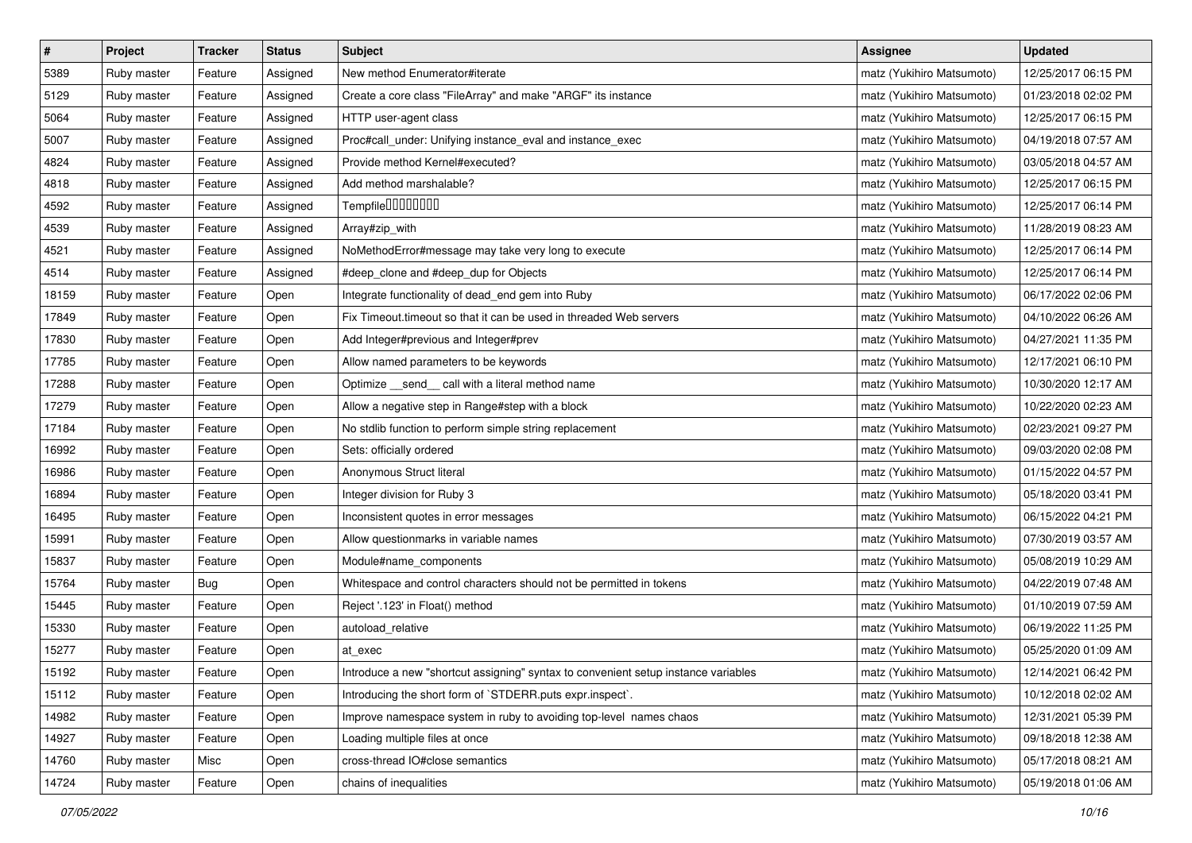| # | Project | Tracker | Status | Subject | Assignee | Updated |
|---|---|---|---|---|---|---|
| 5389 | Ruby master | Feature | Assigned | New method Enumerator#iterate | matz (Yukihiro Matsumoto) | 12/25/2017 06:15 PM |
| 5129 | Ruby master | Feature | Assigned | Create a core class "FileArray" and make "ARGF" its instance | matz (Yukihiro Matsumoto) | 01/23/2018 02:02 PM |
| 5064 | Ruby master | Feature | Assigned | HTTP user-agent class | matz (Yukihiro Matsumoto) | 12/25/2017 06:15 PM |
| 5007 | Ruby master | Feature | Assigned | Proc#call_under: Unifying instance_eval and instance_exec | matz (Yukihiro Matsumoto) | 04/19/2018 07:57 AM |
| 4824 | Ruby master | Feature | Assigned | Provide method Kernel#executed? | matz (Yukihiro Matsumoto) | 03/05/2018 04:57 AM |
| 4818 | Ruby master | Feature | Assigned | Add method marshalable? | matz (Yukihiro Matsumoto) | 12/25/2017 06:15 PM |
| 4592 | Ruby master | Feature | Assigned | Tempfile�������� | matz (Yukihiro Matsumoto) | 12/25/2017 06:14 PM |
| 4539 | Ruby master | Feature | Assigned | Array#zip_with | matz (Yukihiro Matsumoto) | 11/28/2019 08:23 AM |
| 4521 | Ruby master | Feature | Assigned | NoMethodError#message may take very long to execute | matz (Yukihiro Matsumoto) | 12/25/2017 06:14 PM |
| 4514 | Ruby master | Feature | Assigned | #deep_clone and #deep_dup for Objects | matz (Yukihiro Matsumoto) | 12/25/2017 06:14 PM |
| 18159 | Ruby master | Feature | Open | Integrate functionality of dead_end gem into Ruby | matz (Yukihiro Matsumoto) | 06/17/2022 02:06 PM |
| 17849 | Ruby master | Feature | Open | Fix Timeout.timeout so that it can be used in threaded Web servers | matz (Yukihiro Matsumoto) | 04/10/2022 06:26 AM |
| 17830 | Ruby master | Feature | Open | Add Integer#previous and Integer#prev | matz (Yukihiro Matsumoto) | 04/27/2021 11:35 PM |
| 17785 | Ruby master | Feature | Open | Allow named parameters to be keywords | matz (Yukihiro Matsumoto) | 12/17/2021 06:10 PM |
| 17288 | Ruby master | Feature | Open | Optimize __send__ call with a literal method name | matz (Yukihiro Matsumoto) | 10/30/2020 12:17 AM |
| 17279 | Ruby master | Feature | Open | Allow a negative step in Range#step with a block | matz (Yukihiro Matsumoto) | 10/22/2020 02:23 AM |
| 17184 | Ruby master | Feature | Open | No stdlib function to perform simple string replacement | matz (Yukihiro Matsumoto) | 02/23/2021 09:27 PM |
| 16992 | Ruby master | Feature | Open | Sets: officially ordered | matz (Yukihiro Matsumoto) | 09/03/2020 02:08 PM |
| 16986 | Ruby master | Feature | Open | Anonymous Struct literal | matz (Yukihiro Matsumoto) | 01/15/2022 04:57 PM |
| 16894 | Ruby master | Feature | Open | Integer division for Ruby 3 | matz (Yukihiro Matsumoto) | 05/18/2020 03:41 PM |
| 16495 | Ruby master | Feature | Open | Inconsistent quotes in error messages | matz (Yukihiro Matsumoto) | 06/15/2022 04:21 PM |
| 15991 | Ruby master | Feature | Open | Allow questionmarks in variable names | matz (Yukihiro Matsumoto) | 07/30/2019 03:57 AM |
| 15837 | Ruby master | Feature | Open | Module#name_components | matz (Yukihiro Matsumoto) | 05/08/2019 10:29 AM |
| 15764 | Ruby master | Bug | Open | Whitespace and control characters should not be permitted in tokens | matz (Yukihiro Matsumoto) | 04/22/2019 07:48 AM |
| 15445 | Ruby master | Feature | Open | Reject '.123' in Float() method | matz (Yukihiro Matsumoto) | 01/10/2019 07:59 AM |
| 15330 | Ruby master | Feature | Open | autoload_relative | matz (Yukihiro Matsumoto) | 06/19/2022 11:25 PM |
| 15277 | Ruby master | Feature | Open | at_exec | matz (Yukihiro Matsumoto) | 05/25/2020 01:09 AM |
| 15192 | Ruby master | Feature | Open | Introduce a new "shortcut assigning" syntax to convenient setup instance variables | matz (Yukihiro Matsumoto) | 12/14/2021 06:42 PM |
| 15112 | Ruby master | Feature | Open | Introducing the short form of `STDERR.puts expr.inspect`. | matz (Yukihiro Matsumoto) | 10/12/2018 02:02 AM |
| 14982 | Ruby master | Feature | Open | Improve namespace system in ruby to avoiding top-level names chaos | matz (Yukihiro Matsumoto) | 12/31/2021 05:39 PM |
| 14927 | Ruby master | Feature | Open | Loading multiple files at once | matz (Yukihiro Matsumoto) | 09/18/2018 12:38 AM |
| 14760 | Ruby master | Misc | Open | cross-thread IO#close semantics | matz (Yukihiro Matsumoto) | 05/17/2018 08:21 AM |
| 14724 | Ruby master | Feature | Open | chains of inequalities | matz (Yukihiro Matsumoto) | 05/19/2018 01:06 AM |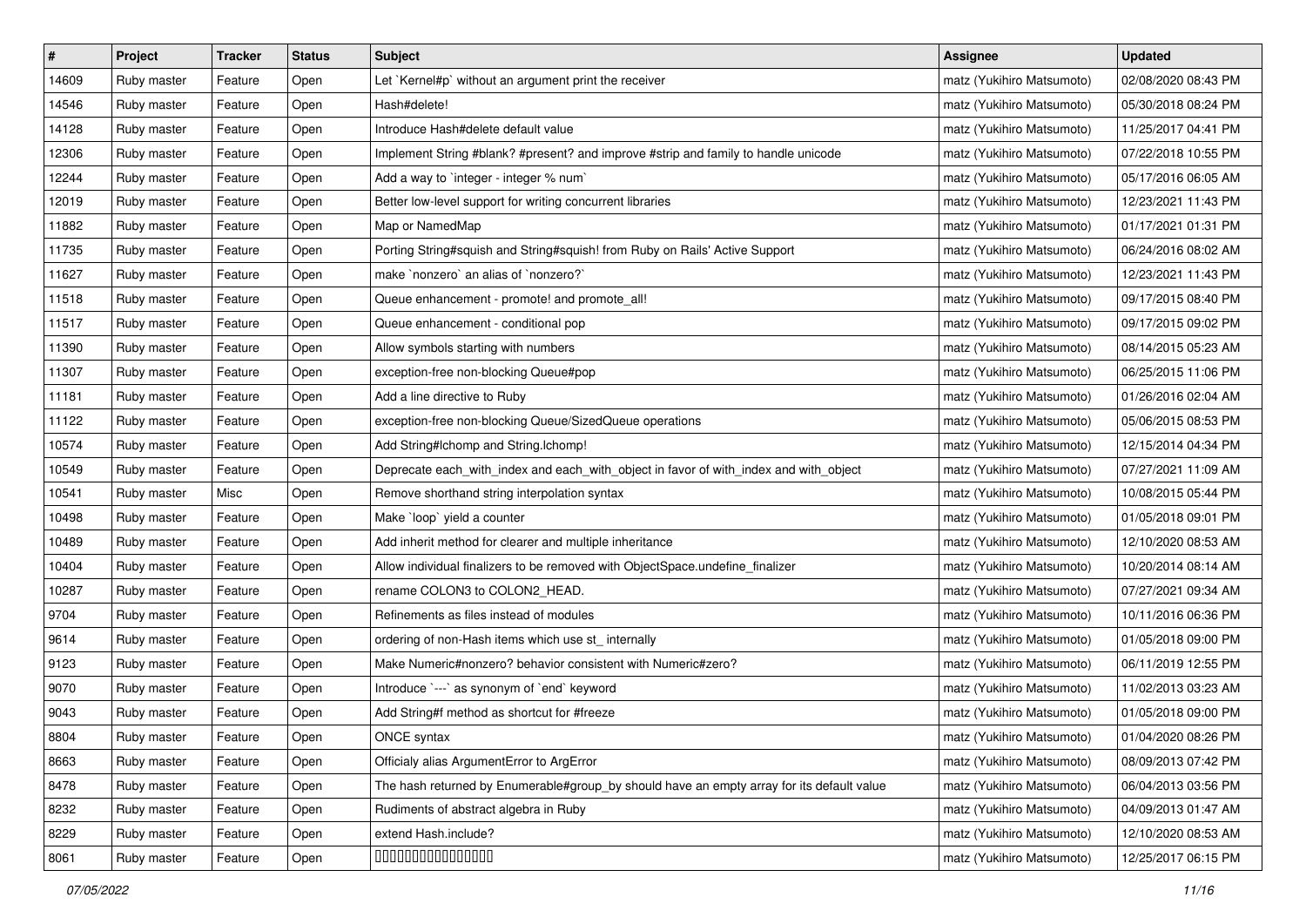| # | Project | Tracker | Status | Subject | Assignee | Updated |
|---|---|---|---|---|---|---|
| 14609 | Ruby master | Feature | Open | Let `Kernel#p` without an argument print the receiver | matz (Yukihiro Matsumoto) | 02/08/2020 08:43 PM |
| 14546 | Ruby master | Feature | Open | Hash#delete! | matz (Yukihiro Matsumoto) | 05/30/2018 08:24 PM |
| 14128 | Ruby master | Feature | Open | Introduce Hash#delete default value | matz (Yukihiro Matsumoto) | 11/25/2017 04:41 PM |
| 12306 | Ruby master | Feature | Open | Implement String #blank? #present? and improve #strip and family to handle unicode | matz (Yukihiro Matsumoto) | 07/22/2018 10:55 PM |
| 12244 | Ruby master | Feature | Open | Add a way to `integer - integer % num` | matz (Yukihiro Matsumoto) | 05/17/2016 06:05 AM |
| 12019 | Ruby master | Feature | Open | Better low-level support for writing concurrent libraries | matz (Yukihiro Matsumoto) | 12/23/2021 11:43 PM |
| 11882 | Ruby master | Feature | Open | Map or NamedMap | matz (Yukihiro Matsumoto) | 01/17/2021 01:31 PM |
| 11735 | Ruby master | Feature | Open | Porting String#squish and String#squish! from Ruby on Rails' Active Support | matz (Yukihiro Matsumoto) | 06/24/2016 08:02 AM |
| 11627 | Ruby master | Feature | Open | make `nonzero` an alias of `nonzero?` | matz (Yukihiro Matsumoto) | 12/23/2021 11:43 PM |
| 11518 | Ruby master | Feature | Open | Queue enhancement - promote! and promote_all! | matz (Yukihiro Matsumoto) | 09/17/2015 08:40 PM |
| 11517 | Ruby master | Feature | Open | Queue enhancement - conditional pop | matz (Yukihiro Matsumoto) | 09/17/2015 09:02 PM |
| 11390 | Ruby master | Feature | Open | Allow symbols starting with numbers | matz (Yukihiro Matsumoto) | 08/14/2015 05:23 AM |
| 11307 | Ruby master | Feature | Open | exception-free non-blocking Queue#pop | matz (Yukihiro Matsumoto) | 06/25/2015 11:06 PM |
| 11181 | Ruby master | Feature | Open | Add a line directive to Ruby | matz (Yukihiro Matsumoto) | 01/26/2016 02:04 AM |
| 11122 | Ruby master | Feature | Open | exception-free non-blocking Queue/SizedQueue operations | matz (Yukihiro Matsumoto) | 05/06/2015 08:53 PM |
| 10574 | Ruby master | Feature | Open | Add String#lchomp and String.lchomp! | matz (Yukihiro Matsumoto) | 12/15/2014 04:34 PM |
| 10549 | Ruby master | Feature | Open | Deprecate each_with_index and each_with_object in favor of with_index and with_object | matz (Yukihiro Matsumoto) | 07/27/2021 11:09 AM |
| 10541 | Ruby master | Misc | Open | Remove shorthand string interpolation syntax | matz (Yukihiro Matsumoto) | 10/08/2015 05:44 PM |
| 10498 | Ruby master | Feature | Open | Make `loop` yield a counter | matz (Yukihiro Matsumoto) | 01/05/2018 09:01 PM |
| 10489 | Ruby master | Feature | Open | Add inherit method for clearer and multiple inheritance | matz (Yukihiro Matsumoto) | 12/10/2020 08:53 AM |
| 10404 | Ruby master | Feature | Open | Allow individual finalizers to be removed with ObjectSpace.undefine_finalizer | matz (Yukihiro Matsumoto) | 10/20/2014 08:14 AM |
| 10287 | Ruby master | Feature | Open | rename COLON3 to COLON2_HEAD. | matz (Yukihiro Matsumoto) | 07/27/2021 09:34 AM |
| 9704 | Ruby master | Feature | Open | Refinements as files instead of modules | matz (Yukihiro Matsumoto) | 10/11/2016 06:36 PM |
| 9614 | Ruby master | Feature | Open | ordering of non-Hash items which use st_ internally | matz (Yukihiro Matsumoto) | 01/05/2018 09:00 PM |
| 9123 | Ruby master | Feature | Open | Make Numeric#nonzero? behavior consistent with Numeric#zero? | matz (Yukihiro Matsumoto) | 06/11/2019 12:55 PM |
| 9070 | Ruby master | Feature | Open | Introduce `---` as synonym of `end` keyword | matz (Yukihiro Matsumoto) | 11/02/2013 03:23 AM |
| 9043 | Ruby master | Feature | Open | Add String#f method as shortcut for #freeze | matz (Yukihiro Matsumoto) | 01/05/2018 09:00 PM |
| 8804 | Ruby master | Feature | Open | ONCE syntax | matz (Yukihiro Matsumoto) | 01/04/2020 08:26 PM |
| 8663 | Ruby master | Feature | Open | Officialy alias ArgumentError to ArgError | matz (Yukihiro Matsumoto) | 08/09/2013 07:42 PM |
| 8478 | Ruby master | Feature | Open | The hash returned by Enumerable#group_by should have an empty array for its default value | matz (Yukihiro Matsumoto) | 06/04/2013 03:56 PM |
| 8232 | Ruby master | Feature | Open | Rudiments of abstract algebra in Ruby | matz (Yukihiro Matsumoto) | 04/09/2013 01:47 AM |
| 8229 | Ruby master | Feature | Open | extend Hash.include? | matz (Yukihiro Matsumoto) | 12/10/2020 08:53 AM |
| 8061 | Ruby master | Feature | Open | 0000000000000000 | matz (Yukihiro Matsumoto) | 12/25/2017 06:15 PM |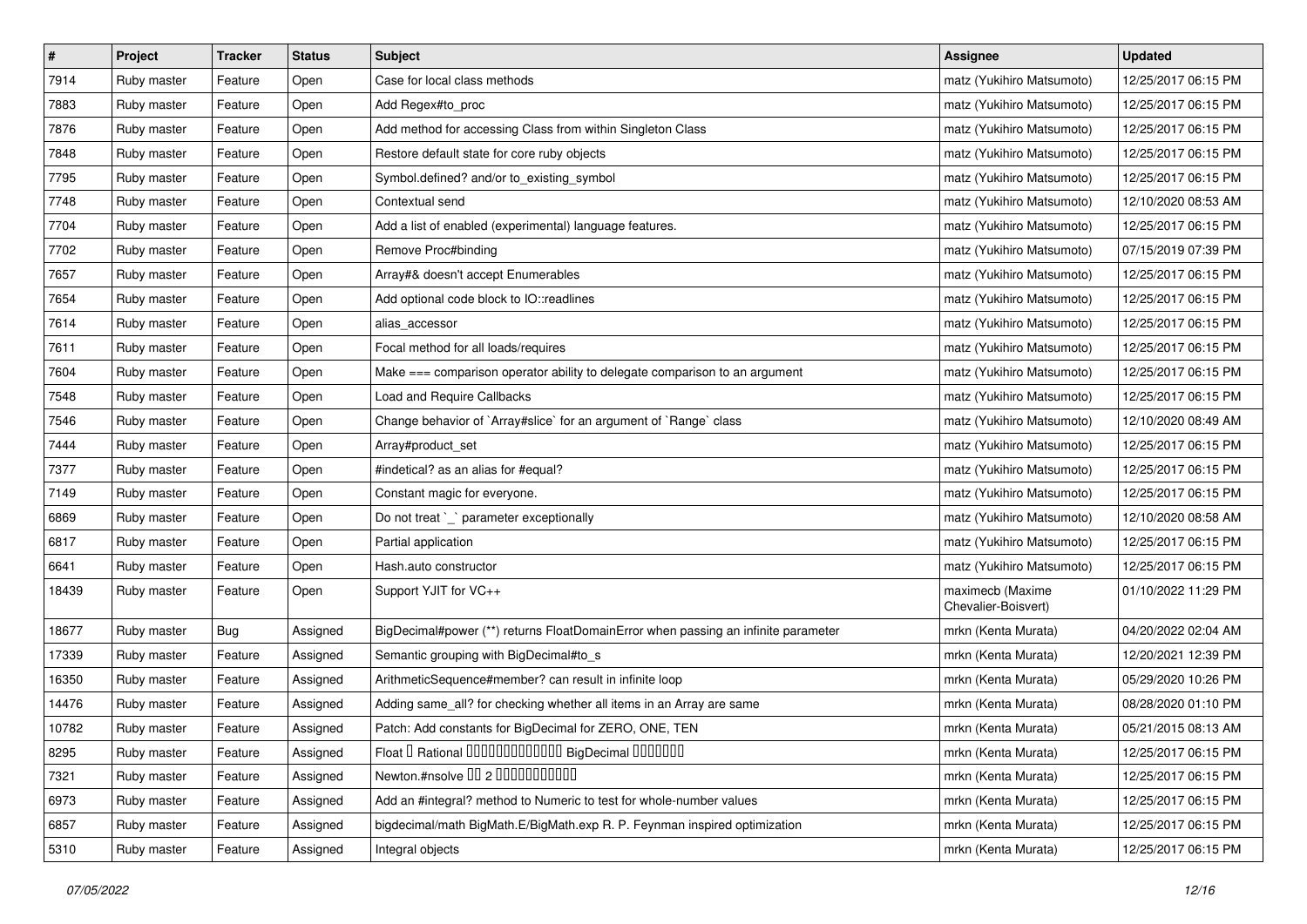| # | Project | Tracker | Status | Subject | Assignee | Updated |
|---|---|---|---|---|---|---|
| 7914 | Ruby master | Feature | Open | Case for local class methods | matz (Yukihiro Matsumoto) | 12/25/2017 06:15 PM |
| 7883 | Ruby master | Feature | Open | Add Regex#to_proc | matz (Yukihiro Matsumoto) | 12/25/2017 06:15 PM |
| 7876 | Ruby master | Feature | Open | Add method for accessing Class from within Singleton Class | matz (Yukihiro Matsumoto) | 12/25/2017 06:15 PM |
| 7848 | Ruby master | Feature | Open | Restore default state for core ruby objects | matz (Yukihiro Matsumoto) | 12/25/2017 06:15 PM |
| 7795 | Ruby master | Feature | Open | Symbol.defined? and/or to_existing_symbol | matz (Yukihiro Matsumoto) | 12/25/2017 06:15 PM |
| 7748 | Ruby master | Feature | Open | Contextual send | matz (Yukihiro Matsumoto) | 12/10/2020 08:53 AM |
| 7704 | Ruby master | Feature | Open | Add a list of enabled (experimental) language features. | matz (Yukihiro Matsumoto) | 12/25/2017 06:15 PM |
| 7702 | Ruby master | Feature | Open | Remove Proc#binding | matz (Yukihiro Matsumoto) | 07/15/2019 07:39 PM |
| 7657 | Ruby master | Feature | Open | Array#& doesn't accept Enumerables | matz (Yukihiro Matsumoto) | 12/25/2017 06:15 PM |
| 7654 | Ruby master | Feature | Open | Add optional code block to IO::readlines | matz (Yukihiro Matsumoto) | 12/25/2017 06:15 PM |
| 7614 | Ruby master | Feature | Open | alias_accessor | matz (Yukihiro Matsumoto) | 12/25/2017 06:15 PM |
| 7611 | Ruby master | Feature | Open | Focal method for all loads/requires | matz (Yukihiro Matsumoto) | 12/25/2017 06:15 PM |
| 7604 | Ruby master | Feature | Open | Make === comparison operator ability to delegate comparison to an argument | matz (Yukihiro Matsumoto) | 12/25/2017 06:15 PM |
| 7548 | Ruby master | Feature | Open | Load and Require Callbacks | matz (Yukihiro Matsumoto) | 12/25/2017 06:15 PM |
| 7546 | Ruby master | Feature | Open | Change behavior of `Array#slice` for an argument of `Range` class | matz (Yukihiro Matsumoto) | 12/10/2020 08:49 AM |
| 7444 | Ruby master | Feature | Open | Array#product_set | matz (Yukihiro Matsumoto) | 12/25/2017 06:15 PM |
| 7377 | Ruby master | Feature | Open | #indetical? as an alias for #equal? | matz (Yukihiro Matsumoto) | 12/25/2017 06:15 PM |
| 7149 | Ruby master | Feature | Open | Constant magic for everyone. | matz (Yukihiro Matsumoto) | 12/25/2017 06:15 PM |
| 6869 | Ruby master | Feature | Open | Do not treat `_` parameter exceptionally | matz (Yukihiro Matsumoto) | 12/10/2020 08:58 AM |
| 6817 | Ruby master | Feature | Open | Partial application | matz (Yukihiro Matsumoto) | 12/25/2017 06:15 PM |
| 6641 | Ruby master | Feature | Open | Hash.auto constructor | matz (Yukihiro Matsumoto) | 12/25/2017 06:15 PM |
| 18439 | Ruby master | Feature | Open | Support YJIT for VC++ | maximecb (Maxime Chevalier-Boisvert) | 01/10/2022 11:29 PM |
| 18677 | Ruby master | Bug | Assigned | BigDecimal#power (**) returns FloatDomainError when passing an infinite parameter | mrkn (Kenta Murata) | 04/20/2022 02:04 AM |
| 17339 | Ruby master | Feature | Assigned | Semantic grouping with BigDecimal#to_s | mrkn (Kenta Murata) | 12/20/2021 12:39 PM |
| 16350 | Ruby master | Feature | Assigned | ArithmeticSequence#member? can result in infinite loop | mrkn (Kenta Murata) | 05/29/2020 10:26 PM |
| 14476 | Ruby master | Feature | Assigned | Adding same_all? for checking whether all items in an Array are same | mrkn (Kenta Murata) | 08/28/2020 01:10 PM |
| 10782 | Ruby master | Feature | Assigned | Patch: Add constants for BigDecimal for ZERO, ONE, TEN | mrkn (Kenta Murata) | 05/21/2015 08:13 AM |
| 8295 | Ruby master | Feature | Assigned | Float � Rational �������������� BigDecimal ������� | mrkn (Kenta Murata) | 12/25/2017 06:15 PM |
| 7321 | Ruby master | Feature | Assigned | Newton.#nsolve �� 2 ����������� | mrkn (Kenta Murata) | 12/25/2017 06:15 PM |
| 6973 | Ruby master | Feature | Assigned | Add an #integral? method to Numeric to test for whole-number values | mrkn (Kenta Murata) | 12/25/2017 06:15 PM |
| 6857 | Ruby master | Feature | Assigned | bigdecimal/math BigMath.E/BigMath.exp R. P. Feynman inspired optimization | mrkn (Kenta Murata) | 12/25/2017 06:15 PM |
| 5310 | Ruby master | Feature | Assigned | Integral objects | mrkn (Kenta Murata) | 12/25/2017 06:15 PM |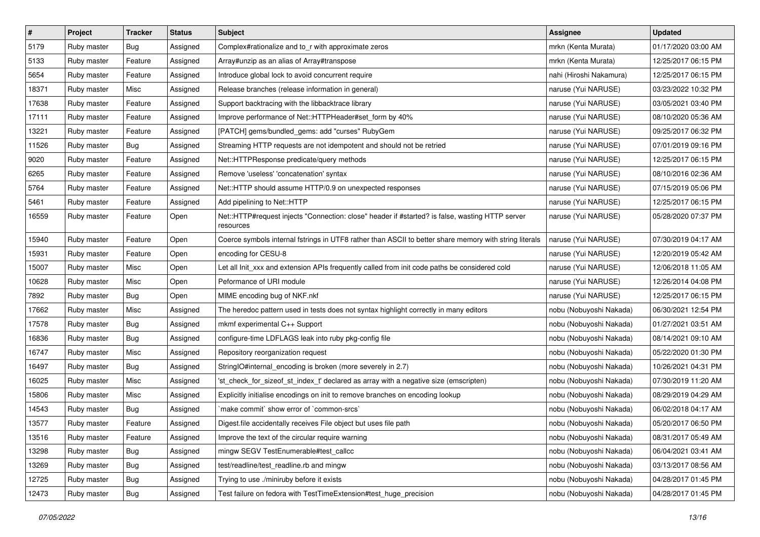| # | Project | Tracker | Status | Subject | Assignee | Updated |
|---|---|---|---|---|---|---|
| 5179 | Ruby master | Bug | Assigned | Complex#rationalize and to_r with approximate zeros | mrkn (Kenta Murata) | 01/17/2020 03:00 AM |
| 5133 | Ruby master | Feature | Assigned | Array#unzip as an alias of Array#transpose | mrkn (Kenta Murata) | 12/25/2017 06:15 PM |
| 5654 | Ruby master | Feature | Assigned | Introduce global lock to avoid concurrent require | nahi (Hiroshi Nakamura) | 12/25/2017 06:15 PM |
| 18371 | Ruby master | Misc | Assigned | Release branches (release information in general) | naruse (Yui NARUSE) | 03/23/2022 10:32 PM |
| 17638 | Ruby master | Feature | Assigned | Support backtracing with the libbacktrace library | naruse (Yui NARUSE) | 03/05/2021 03:40 PM |
| 17111 | Ruby master | Feature | Assigned | Improve performance of Net::HTTPHeader#set_form by 40% | naruse (Yui NARUSE) | 08/10/2020 05:36 AM |
| 13221 | Ruby master | Feature | Assigned | [PATCH] gems/bundled_gems: add "curses" RubyGem | naruse (Yui NARUSE) | 09/25/2017 06:32 PM |
| 11526 | Ruby master | Bug | Assigned | Streaming HTTP requests are not idempotent and should not be retried | naruse (Yui NARUSE) | 07/01/2019 09:16 PM |
| 9020 | Ruby master | Feature | Assigned | Net::HTTPResponse predicate/query methods | naruse (Yui NARUSE) | 12/25/2017 06:15 PM |
| 6265 | Ruby master | Feature | Assigned | Remove 'useless' 'concatenation' syntax | naruse (Yui NARUSE) | 08/10/2016 02:36 AM |
| 5764 | Ruby master | Feature | Assigned | Net::HTTP should assume HTTP/0.9 on unexpected responses | naruse (Yui NARUSE) | 07/15/2019 05:06 PM |
| 5461 | Ruby master | Feature | Assigned | Add pipelining to Net::HTTP | naruse (Yui NARUSE) | 12/25/2017 06:15 PM |
| 16559 | Ruby master | Feature | Open | Net::HTTP#request injects "Connection: close" header if #started? is false, wasting HTTP server resources | naruse (Yui NARUSE) | 05/28/2020 07:37 PM |
| 15940 | Ruby master | Feature | Open | Coerce symbols internal fstrings in UTF8 rather than ASCII to better share memory with string literals | naruse (Yui NARUSE) | 07/30/2019 04:17 AM |
| 15931 | Ruby master | Feature | Open | encoding for CESU-8 | naruse (Yui NARUSE) | 12/20/2019 05:42 AM |
| 15007 | Ruby master | Misc | Open | Let all Init_xxx and extension APIs frequently called from init code paths be considered cold | naruse (Yui NARUSE) | 12/06/2018 11:05 AM |
| 10628 | Ruby master | Misc | Open | Peformance of URI module | naruse (Yui NARUSE) | 12/26/2014 04:08 PM |
| 7892 | Ruby master | Bug | Open | MIME encoding bug of NKF.nkf | naruse (Yui NARUSE) | 12/25/2017 06:15 PM |
| 17662 | Ruby master | Misc | Assigned | The heredoc pattern used in tests does not syntax highlight correctly in many editors | nobu (Nobuyoshi Nakada) | 06/30/2021 12:54 PM |
| 17578 | Ruby master | Bug | Assigned | mkmf experimental C++ Support | nobu (Nobuyoshi Nakada) | 01/27/2021 03:51 AM |
| 16836 | Ruby master | Bug | Assigned | configure-time LDFLAGS leak into ruby pkg-config file | nobu (Nobuyoshi Nakada) | 08/14/2021 09:10 AM |
| 16747 | Ruby master | Misc | Assigned | Repository reorganization request | nobu (Nobuyoshi Nakada) | 05/22/2020 01:30 PM |
| 16497 | Ruby master | Bug | Assigned | StringIO#internal_encoding is broken (more severely in 2.7) | nobu (Nobuyoshi Nakada) | 10/26/2021 04:31 PM |
| 16025 | Ruby master | Misc | Assigned | 'st_check_for_sizeof_st_index_t' declared as array with a negative size (emscripten) | nobu (Nobuyoshi Nakada) | 07/30/2019 11:20 AM |
| 15806 | Ruby master | Misc | Assigned | Explicitly initialise encodings on init to remove branches on encoding lookup | nobu (Nobuyoshi Nakada) | 08/29/2019 04:29 AM |
| 14543 | Ruby master | Bug | Assigned | `make commit` show error of `common-srcs` | nobu (Nobuyoshi Nakada) | 06/02/2018 04:17 AM |
| 13577 | Ruby master | Feature | Assigned | Digest.file accidentally receives File object but uses file path | nobu (Nobuyoshi Nakada) | 05/20/2017 06:50 PM |
| 13516 | Ruby master | Feature | Assigned | Improve the text of the circular require warning | nobu (Nobuyoshi Nakada) | 08/31/2017 05:49 AM |
| 13298 | Ruby master | Bug | Assigned | mingw SEGV TestEnumerable#test_callcc | nobu (Nobuyoshi Nakada) | 06/04/2021 03:41 AM |
| 13269 | Ruby master | Bug | Assigned | test/readline/test_readline.rb and mingw | nobu (Nobuyoshi Nakada) | 03/13/2017 08:56 AM |
| 12725 | Ruby master | Bug | Assigned | Trying to use ./miniruby before it exists | nobu (Nobuyoshi Nakada) | 04/28/2017 01:45 PM |
| 12473 | Ruby master | Bug | Assigned | Test failure on fedora with TestTimeExtension#test_huge_precision | nobu (Nobuyoshi Nakada) | 04/28/2017 01:45 PM |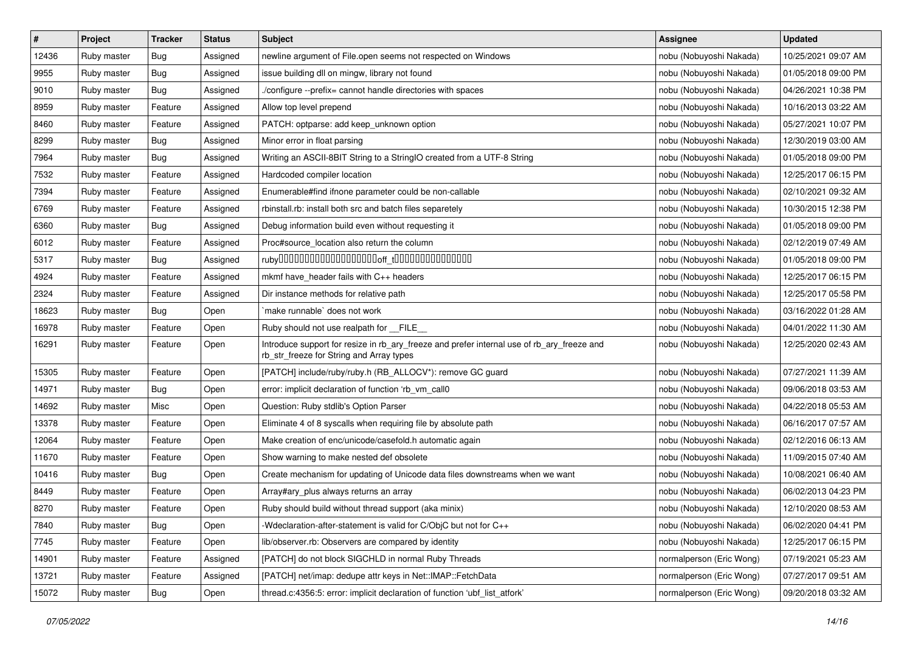| # | Project | Tracker | Status | Subject | Assignee | Updated |
| --- | --- | --- | --- | --- | --- | --- |
| 12436 | Ruby master | Bug | Assigned | newline argument of File.open seems not respected on Windows | nobu (Nobuyoshi Nakada) | 10/25/2021 09:07 AM |
| 9955 | Ruby master | Bug | Assigned | issue building dll on mingw, library not found | nobu (Nobuyoshi Nakada) | 01/05/2018 09:00 PM |
| 9010 | Ruby master | Bug | Assigned | ./configure --prefix= cannot handle directories with spaces | nobu (Nobuyoshi Nakada) | 04/26/2021 10:38 PM |
| 8959 | Ruby master | Feature | Assigned | Allow top level prepend | nobu (Nobuyoshi Nakada) | 10/16/2013 03:22 AM |
| 8460 | Ruby master | Feature | Assigned | PATCH: optparse: add keep_unknown option | nobu (Nobuyoshi Nakada) | 05/27/2021 10:07 PM |
| 8299 | Ruby master | Bug | Assigned | Minor error in float parsing | nobu (Nobuyoshi Nakada) | 12/30/2019 03:00 AM |
| 7964 | Ruby master | Bug | Assigned | Writing an ASCII-8BIT String to a StringIO created from a UTF-8 String | nobu (Nobuyoshi Nakada) | 01/05/2018 09:00 PM |
| 7532 | Ruby master | Feature | Assigned | Hardcoded compiler location | nobu (Nobuyoshi Nakada) | 12/25/2017 06:15 PM |
| 7394 | Ruby master | Feature | Assigned | Enumerable#find ifnone parameter could be non-callable | nobu (Nobuyoshi Nakada) | 02/10/2021 09:32 AM |
| 6769 | Ruby master | Feature | Assigned | rbinstall.rb: install both src and batch files separetely | nobu (Nobuyoshi Nakada) | 10/30/2015 12:38 PM |
| 6360 | Ruby master | Bug | Assigned | Debug information build even without requesting it | nobu (Nobuyoshi Nakada) | 01/05/2018 09:00 PM |
| 6012 | Ruby master | Feature | Assigned | Proc#source_location also return the column | nobu (Nobuyoshi Nakada) | 02/12/2019 07:49 AM |
| 5317 | Ruby master | Bug | Assigned | ruby□□□□□□□□□□□□□□□□□□□□off_t□□□□□□□□□□□□□□□□ | nobu (Nobuyoshi Nakada) | 01/05/2018 09:00 PM |
| 4924 | Ruby master | Feature | Assigned | mkmf have_header fails with C++ headers | nobu (Nobuyoshi Nakada) | 12/25/2017 06:15 PM |
| 2324 | Ruby master | Feature | Assigned | Dir instance methods for relative path | nobu (Nobuyoshi Nakada) | 12/25/2017 05:58 PM |
| 18623 | Ruby master | Bug | Open | `make runnable` does not work | nobu (Nobuyoshi Nakada) | 03/16/2022 01:28 AM |
| 16978 | Ruby master | Feature | Open | Ruby should not use realpath for __FILE__ | nobu (Nobuyoshi Nakada) | 04/01/2022 11:30 AM |
| 16291 | Ruby master | Feature | Open | Introduce support for resize in rb_ary_freeze and prefer internal use of rb_ary_freeze and rb_str_freeze for String and Array types | nobu (Nobuyoshi Nakada) | 12/25/2020 02:43 AM |
| 15305 | Ruby master | Feature | Open | [PATCH] include/ruby/ruby.h (RB_ALLOCV*): remove GC guard | nobu (Nobuyoshi Nakada) | 07/27/2021 11:39 AM |
| 14971 | Ruby master | Bug | Open | error: implicit declaration of function 'rb_vm_call0 | nobu (Nobuyoshi Nakada) | 09/06/2018 03:53 AM |
| 14692 | Ruby master | Misc | Open | Question: Ruby stdlib's Option Parser | nobu (Nobuyoshi Nakada) | 04/22/2018 05:53 AM |
| 13378 | Ruby master | Feature | Open | Eliminate 4 of 8 syscalls when requiring file by absolute path | nobu (Nobuyoshi Nakada) | 06/16/2017 07:57 AM |
| 12064 | Ruby master | Feature | Open | Make creation of enc/unicode/casefold.h automatic again | nobu (Nobuyoshi Nakada) | 02/12/2016 06:13 AM |
| 11670 | Ruby master | Feature | Open | Show warning to make nested def obsolete | nobu (Nobuyoshi Nakada) | 11/09/2015 07:40 AM |
| 10416 | Ruby master | Bug | Open | Create mechanism for updating of Unicode data files downstreams when we want | nobu (Nobuyoshi Nakada) | 10/08/2021 06:40 AM |
| 8449 | Ruby master | Feature | Open | Array#ary_plus always returns an array | nobu (Nobuyoshi Nakada) | 06/02/2013 04:23 PM |
| 8270 | Ruby master | Feature | Open | Ruby should build without thread support (aka minix) | nobu (Nobuyoshi Nakada) | 12/10/2020 08:53 AM |
| 7840 | Ruby master | Bug | Open | -Wdeclaration-after-statement is valid for C/ObjC but not for C++ | nobu (Nobuyoshi Nakada) | 06/02/2020 04:41 PM |
| 7745 | Ruby master | Feature | Open | lib/observer.rb: Observers are compared by identity | nobu (Nobuyoshi Nakada) | 12/25/2017 06:15 PM |
| 14901 | Ruby master | Feature | Assigned | [PATCH] do not block SIGCHLD in normal Ruby Threads | normalperson (Eric Wong) | 07/19/2021 05:23 AM |
| 13721 | Ruby master | Feature | Assigned | [PATCH] net/imap: dedupe attr keys in Net::IMAP::FetchData | normalperson (Eric Wong) | 07/27/2017 09:51 AM |
| 15072 | Ruby master | Bug | Open | thread.c:4356:5: error: implicit declaration of function 'ubf_list_atfork' | normalperson (Eric Wong) | 09/20/2018 03:32 AM |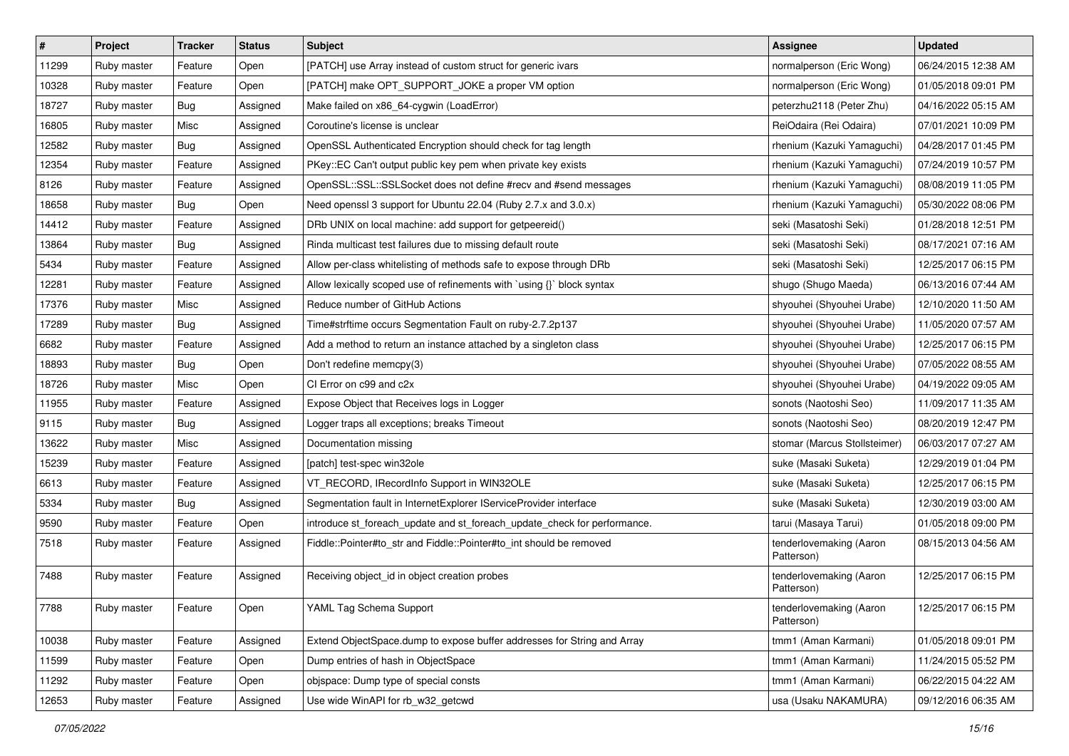| # | Project | Tracker | Status | Subject | Assignee | Updated |
|---|---|---|---|---|---|---|
| 11299 | Ruby master | Feature | Open | [PATCH] use Array instead of custom struct for generic ivars | normalperson (Eric Wong) | 06/24/2015 12:38 AM |
| 10328 | Ruby master | Feature | Open | [PATCH] make OPT_SUPPORT_JOKE a proper VM option | normalperson (Eric Wong) | 01/05/2018 09:01 PM |
| 18727 | Ruby master | Bug | Assigned | Make failed on x86_64-cygwin (LoadError) | peterzhu2118 (Peter Zhu) | 04/16/2022 05:15 AM |
| 16805 | Ruby master | Misc | Assigned | Coroutine's license is unclear | ReiOdaira (Rei Odaira) | 07/01/2021 10:09 PM |
| 12582 | Ruby master | Bug | Assigned | OpenSSL Authenticated Encryption should check for tag length | rhenium (Kazuki Yamaguchi) | 04/28/2017 01:45 PM |
| 12354 | Ruby master | Feature | Assigned | PKey::EC Can't output public key pem when private key exists | rhenium (Kazuki Yamaguchi) | 07/24/2019 10:57 PM |
| 8126 | Ruby master | Feature | Assigned | OpenSSL::SSL::SSLSocket does not define #recv and #send messages | rhenium (Kazuki Yamaguchi) | 08/08/2019 11:05 PM |
| 18658 | Ruby master | Bug | Open | Need openssl 3 support for Ubuntu 22.04 (Ruby 2.7.x and 3.0.x) | rhenium (Kazuki Yamaguchi) | 05/30/2022 08:06 PM |
| 14412 | Ruby master | Feature | Assigned | DRb UNIX on local machine: add support for getpeereid() | seki (Masatoshi Seki) | 01/28/2018 12:51 PM |
| 13864 | Ruby master | Bug | Assigned | Rinda multicast test failures due to missing default route | seki (Masatoshi Seki) | 08/17/2021 07:16 AM |
| 5434 | Ruby master | Feature | Assigned | Allow per-class whitelisting of methods safe to expose through DRb | seki (Masatoshi Seki) | 12/25/2017 06:15 PM |
| 12281 | Ruby master | Feature | Assigned | Allow lexically scoped use of refinements with `using {}` block syntax | shugo (Shugo Maeda) | 06/13/2016 07:44 AM |
| 17376 | Ruby master | Misc | Assigned | Reduce number of GitHub Actions | shyouhei (Shyouhei Urabe) | 12/10/2020 11:50 AM |
| 17289 | Ruby master | Bug | Assigned | Time#strftime occurs Segmentation Fault on ruby-2.7.2p137 | shyouhei (Shyouhei Urabe) | 11/05/2020 07:57 AM |
| 6682 | Ruby master | Feature | Assigned | Add a method to return an instance attached by a singleton class | shyouhei (Shyouhei Urabe) | 12/25/2017 06:15 PM |
| 18893 | Ruby master | Bug | Open | Don't redefine memcpy(3) | shyouhei (Shyouhei Urabe) | 07/05/2022 08:55 AM |
| 18726 | Ruby master | Misc | Open | CI Error on c99 and c2x | shyouhei (Shyouhei Urabe) | 04/19/2022 09:05 AM |
| 11955 | Ruby master | Feature | Assigned | Expose Object that Receives logs in Logger | sonots (Naotoshi Seo) | 11/09/2017 11:35 AM |
| 9115 | Ruby master | Bug | Assigned | Logger traps all exceptions; breaks Timeout | sonots (Naotoshi Seo) | 08/20/2019 12:47 PM |
| 13622 | Ruby master | Misc | Assigned | Documentation missing | stomar (Marcus Stollsteimer) | 06/03/2017 07:27 AM |
| 15239 | Ruby master | Feature | Assigned | [patch] test-spec win32ole | suke (Masaki Suketa) | 12/29/2019 01:04 PM |
| 6613 | Ruby master | Feature | Assigned | VT_RECORD, IRecordInfo Support in WIN32OLE | suke (Masaki Suketa) | 12/25/2017 06:15 PM |
| 5334 | Ruby master | Bug | Assigned | Segmentation fault in InternetExplorer IServiceProvider interface | suke (Masaki Suketa) | 12/30/2019 03:00 AM |
| 9590 | Ruby master | Feature | Open | introduce st_foreach_update and st_foreach_update_check for performance. | tarui (Masaya Tarui) | 01/05/2018 09:00 PM |
| 7518 | Ruby master | Feature | Assigned | Fiddle::Pointer#to_str and Fiddle::Pointer#to_int should be removed | tenderlovemaking (Aaron Patterson) | 08/15/2013 04:56 AM |
| 7488 | Ruby master | Feature | Assigned | Receiving object_id in object creation probes | tenderlovemaking (Aaron Patterson) | 12/25/2017 06:15 PM |
| 7788 | Ruby master | Feature | Open | YAML Tag Schema Support | tenderlovemaking (Aaron Patterson) | 12/25/2017 06:15 PM |
| 10038 | Ruby master | Feature | Assigned | Extend ObjectSpace.dump to expose buffer addresses for String and Array | tmm1 (Aman Karmani) | 01/05/2018 09:01 PM |
| 11599 | Ruby master | Feature | Open | Dump entries of hash in ObjectSpace | tmm1 (Aman Karmani) | 11/24/2015 05:52 PM |
| 11292 | Ruby master | Feature | Open | objspace: Dump type of special consts | tmm1 (Aman Karmani) | 06/22/2015 04:22 AM |
| 12653 | Ruby master | Feature | Assigned | Use wide WinAPI for rb_w32_getcwd | usa (Usaku NAKAMURA) | 09/12/2016 06:35 AM |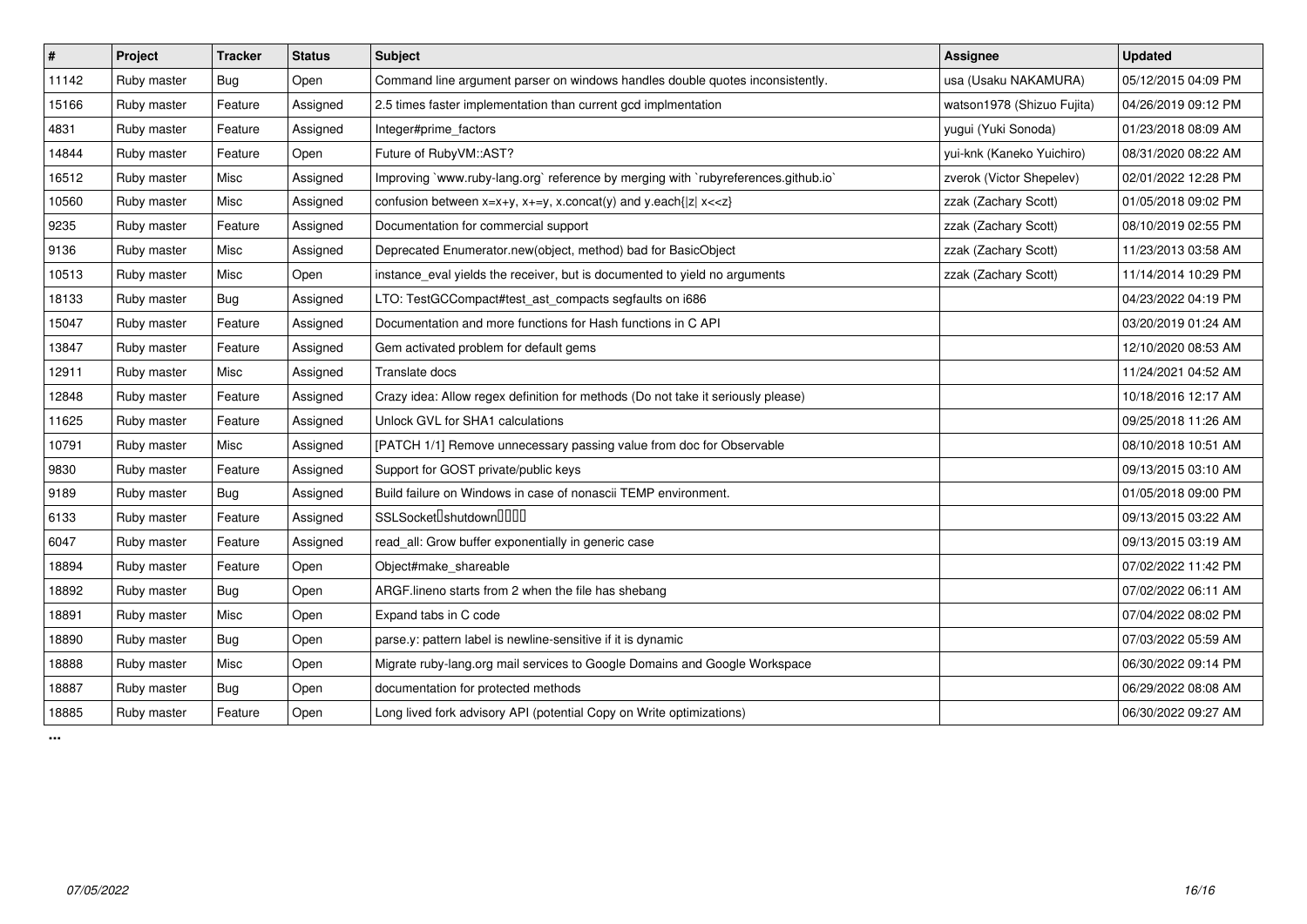| # | Project | Tracker | Status | Subject | Assignee | Updated |
| --- | --- | --- | --- | --- | --- | --- |
| 11142 | Ruby master | Bug | Open | Command line argument parser on windows handles double quotes inconsistently. | usa (Usaku NAKAMURA) | 05/12/2015 04:09 PM |
| 15166 | Ruby master | Feature | Assigned | 2.5 times faster implementation than current gcd implmentation | watson1978 (Shizuo Fujita) | 04/26/2019 09:12 PM |
| 4831 | Ruby master | Feature | Assigned | Integer#prime_factors | yugui (Yuki Sonoda) | 01/23/2018 08:09 AM |
| 14844 | Ruby master | Feature | Open | Future of RubyVM::AST? | yui-knk (Kaneko Yuichiro) | 08/31/2020 08:22 AM |
| 16512 | Ruby master | Misc | Assigned | Improving `www.ruby-lang.org` reference by merging with `rubyreferences.github.io` | zverok (Victor Shepelev) | 02/01/2022 12:28 PM |
| 10560 | Ruby master | Misc | Assigned | confusion between x=x+y, x+=y, x.concat(y) and y.each{\|z\| x<<z} | zzak (Zachary Scott) | 01/05/2018 09:02 PM |
| 9235 | Ruby master | Feature | Assigned | Documentation for commercial support | zzak (Zachary Scott) | 08/10/2019 02:55 PM |
| 9136 | Ruby master | Misc | Assigned | Deprecated Enumerator.new(object, method) bad for BasicObject | zzak (Zachary Scott) | 11/23/2013 03:58 AM |
| 10513 | Ruby master | Misc | Open | instance_eval yields the receiver, but is documented to yield no arguments | zzak (Zachary Scott) | 11/14/2014 10:29 PM |
| 18133 | Ruby master | Bug | Assigned | LTO: TestGCCompact#test_ast_compacts segfaults on i686 | | 04/23/2022 04:19 PM |
| 15047 | Ruby master | Feature | Assigned | Documentation and more functions for Hash functions in C API | | 03/20/2019 01:24 AM |
| 13847 | Ruby master | Feature | Assigned | Gem activated problem for default gems | | 12/10/2020 08:53 AM |
| 12911 | Ruby master | Misc | Assigned | Translate docs | | 11/24/2021 04:52 AM |
| 12848 | Ruby master | Feature | Assigned | Crazy idea: Allow regex definition for methods (Do not take it seriously please) | | 10/18/2016 12:17 AM |
| 11625 | Ruby master | Feature | Assigned | Unlock GVL for SHA1 calculations | | 09/25/2018 11:26 AM |
| 10791 | Ruby master | Misc | Assigned | [PATCH 1/1] Remove unnecessary passing value from doc for Observable | | 08/10/2018 10:51 AM |
| 9830 | Ruby master | Feature | Assigned | Support for GOST private/public keys | | 09/13/2015 03:10 AM |
| 9189 | Ruby master | Bug | Assigned | Build failure on Windows in case of nonascii TEMP environment. | | 01/05/2018 09:00 PM |
| 6133 | Ruby master | Feature | Assigned | SSLSocket�shutdown���� | | 09/13/2015 03:22 AM |
| 6047 | Ruby master | Feature | Assigned | read_all: Grow buffer exponentially in generic case | | 09/13/2015 03:19 AM |
| 18894 | Ruby master | Feature | Open | Object#make_shareable | | 07/02/2022 11:42 PM |
| 18892 | Ruby master | Bug | Open | ARGF.lineno starts from 2 when the file has shebang | | 07/02/2022 06:11 AM |
| 18891 | Ruby master | Misc | Open | Expand tabs in C code | | 07/04/2022 08:02 PM |
| 18890 | Ruby master | Bug | Open | parse.y: pattern label is newline-sensitive if it is dynamic | | 07/03/2022 05:59 AM |
| 18888 | Ruby master | Misc | Open | Migrate ruby-lang.org mail services to Google Domains and Google Workspace | | 06/30/2022 09:14 PM |
| 18887 | Ruby master | Bug | Open | documentation for protected methods | | 06/29/2022 08:08 AM |
| 18885 | Ruby master | Feature | Open | Long lived fork advisory API (potential Copy on Write optimizations) | | 06/30/2022 09:27 AM |

...